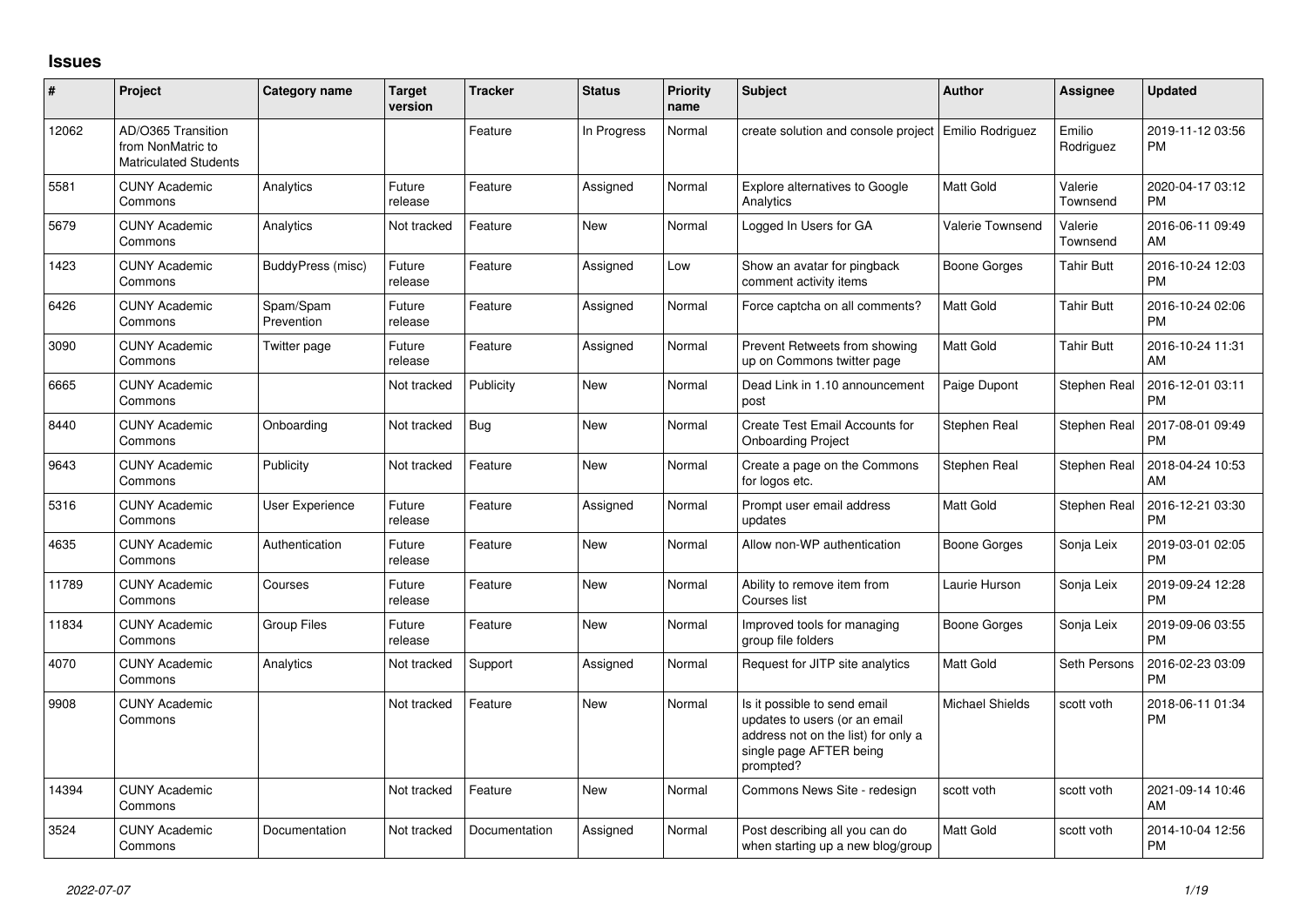## Issues

| # | Project | Category name | Target version | Tracker | Status | Priority name | Subject | Author | Assignee | Updated |
|---|---|---|---|---|---|---|---|---|---|---|
| 12062 | AD/O365 Transition from NonMatric to Matriculated Students | | | Feature | In Progress | Normal | create solution and console project | Emilio Rodriguez | Emilio Rodriguez | 2019-11-12 03:56 PM |
| 5581 | CUNY Academic Commons | Analytics | Future release | Feature | Assigned | Normal | Explore alternatives to Google Analytics | Matt Gold | Valerie Townsend | 2020-04-17 03:12 PM |
| 5679 | CUNY Academic Commons | Analytics | Not tracked | Feature | New | Normal | Logged In Users for GA | Valerie Townsend | Valerie Townsend | 2016-06-11 09:49 AM |
| 1423 | CUNY Academic Commons | BuddyPress (misc) | Future release | Feature | Assigned | Low | Show an avatar for pingback comment activity items | Boone Gorges | Tahir Butt | 2016-10-24 12:03 PM |
| 6426 | CUNY Academic Commons | Spam/Spam Prevention | Future release | Feature | Assigned | Normal | Force captcha on all comments? | Matt Gold | Tahir Butt | 2016-10-24 02:06 PM |
| 3090 | CUNY Academic Commons | Twitter page | Future release | Feature | Assigned | Normal | Prevent Retweets from showing up on Commons twitter page | Matt Gold | Tahir Butt | 2016-10-24 11:31 AM |
| 6665 | CUNY Academic Commons | | Not tracked | Publicity | New | Normal | Dead Link in 1.10 announcement post | Paige Dupont | Stephen Real | 2016-12-01 03:11 PM |
| 8440 | CUNY Academic Commons | Onboarding | Not tracked | Bug | New | Normal | Create Test Email Accounts for Onboarding Project | Stephen Real | Stephen Real | 2017-08-01 09:49 PM |
| 9643 | CUNY Academic Commons | Publicity | Not tracked | Feature | New | Normal | Create a page on the Commons for logos etc. | Stephen Real | Stephen Real | 2018-04-24 10:53 AM |
| 5316 | CUNY Academic Commons | User Experience | Future release | Feature | Assigned | Normal | Prompt user email address updates | Matt Gold | Stephen Real | 2016-12-21 03:30 PM |
| 4635 | CUNY Academic Commons | Authentication | Future release | Feature | New | Normal | Allow non-WP authentication | Boone Gorges | Sonja Leix | 2019-03-01 02:05 PM |
| 11789 | CUNY Academic Commons | Courses | Future release | Feature | New | Normal | Ability to remove item from Courses list | Laurie Hurson | Sonja Leix | 2019-09-24 12:28 PM |
| 11834 | CUNY Academic Commons | Group Files | Future release | Feature | New | Normal | Improved tools for managing group file folders | Boone Gorges | Sonja Leix | 2019-09-06 03:55 PM |
| 4070 | CUNY Academic Commons | Analytics | Not tracked | Support | Assigned | Normal | Request for JITP site analytics | Matt Gold | Seth Persons | 2016-02-23 03:09 PM |
| 9908 | CUNY Academic Commons | | Not tracked | Feature | New | Normal | Is it possible to send email updates to users (or an email address not on the list) for only a single page AFTER being prompted? | Michael Shields | scott voth | 2018-06-11 01:34 PM |
| 14394 | CUNY Academic Commons | | Not tracked | Feature | New | Normal | Commons News Site - redesign | scott voth | scott voth | 2021-09-14 10:46 AM |
| 3524 | CUNY Academic Commons | Documentation | Not tracked | Documentation | Assigned | Normal | Post describing all you can do when starting up a new blog/group | Matt Gold | scott voth | 2014-10-04 12:56 PM |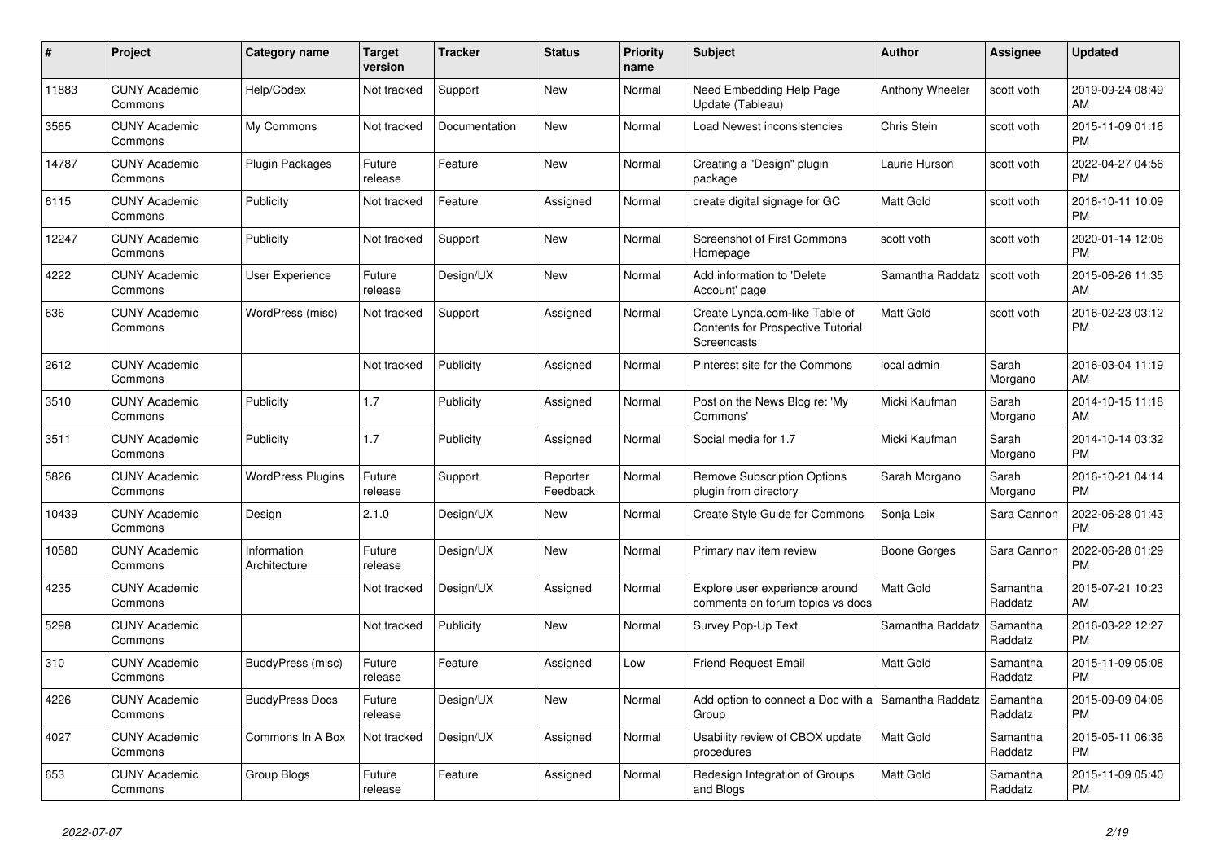| # | Project | Category name | Target version | Tracker | Status | Priority name | Subject | Author | Assignee | Updated |
|---|---|---|---|---|---|---|---|---|---|---|
| 11883 | CUNY Academic Commons | Help/Codex | Not tracked | Support | New | Normal | Need Embedding Help Page Update (Tableau) | Anthony Wheeler | scott voth | 2019-09-24 08:49 AM |
| 3565 | CUNY Academic Commons | My Commons | Not tracked | Documentation | New | Normal | Load Newest inconsistencies | Chris Stein | scott voth | 2015-11-09 01:16 PM |
| 14787 | CUNY Academic Commons | Plugin Packages | Future release | Feature | New | Normal | Creating a "Design" plugin package | Laurie Hurson | scott voth | 2022-04-27 04:56 PM |
| 6115 | CUNY Academic Commons | Publicity | Not tracked | Feature | Assigned | Normal | create digital signage for GC | Matt Gold | scott voth | 2016-10-11 10:09 PM |
| 12247 | CUNY Academic Commons | Publicity | Not tracked | Support | New | Normal | Screenshot of First Commons Homepage | scott voth | scott voth | 2020-01-14 12:08 PM |
| 4222 | CUNY Academic Commons | User Experience | Future release | Design/UX | New | Normal | Add information to 'Delete Account' page | Samantha Raddatz | scott voth | 2015-06-26 11:35 AM |
| 636 | CUNY Academic Commons | WordPress (misc) | Not tracked | Support | Assigned | Normal | Create Lynda.com-like Table of Contents for Prospective Tutorial Screencasts | Matt Gold | scott voth | 2016-02-23 03:12 PM |
| 2612 | CUNY Academic Commons | | Not tracked | Publicity | Assigned | Normal | Pinterest site for the Commons | local admin | Sarah Morgano | 2016-03-04 11:19 AM |
| 3510 | CUNY Academic Commons | Publicity | 1.7 | Publicity | Assigned | Normal | Post on the News Blog re: 'My Commons' | Micki Kaufman | Sarah Morgano | 2014-10-15 11:18 AM |
| 3511 | CUNY Academic Commons | Publicity | 1.7 | Publicity | Assigned | Normal | Social media for 1.7 | Micki Kaufman | Sarah Morgano | 2014-10-14 03:32 PM |
| 5826 | CUNY Academic Commons | WordPress Plugins | Future release | Support | Reporter Feedback | Normal | Remove Subscription Options plugin from directory | Sarah Morgano | Sarah Morgano | 2016-10-21 04:14 PM |
| 10439 | CUNY Academic Commons | Design | 2.1.0 | Design/UX | New | Normal | Create Style Guide for Commons | Sonja Leix | Sara Cannon | 2022-06-28 01:43 PM |
| 10580 | CUNY Academic Commons | Information Architecture | Future release | Design/UX | New | Normal | Primary nav item review | Boone Gorges | Sara Cannon | 2022-06-28 01:29 PM |
| 4235 | CUNY Academic Commons | | Not tracked | Design/UX | Assigned | Normal | Explore user experience around comments on forum topics vs docs | Matt Gold | Samantha Raddatz | 2015-07-21 10:23 AM |
| 5298 | CUNY Academic Commons | | Not tracked | Publicity | New | Normal | Survey Pop-Up Text | Samantha Raddatz | Samantha Raddatz | 2016-03-22 12:27 PM |
| 310 | CUNY Academic Commons | BuddyPress (misc) | Future release | Feature | Assigned | Low | Friend Request Email | Matt Gold | Samantha Raddatz | 2015-11-09 05:08 PM |
| 4226 | CUNY Academic Commons | BuddyPress Docs | Future release | Design/UX | New | Normal | Add option to connect a Doc with a Group | Samantha Raddatz | Samantha Raddatz | 2015-09-09 04:08 PM |
| 4027 | CUNY Academic Commons | Commons In A Box | Not tracked | Design/UX | Assigned | Normal | Usability review of CBOX update procedures | Matt Gold | Samantha Raddatz | 2015-05-11 06:36 PM |
| 653 | CUNY Academic Commons | Group Blogs | Future release | Feature | Assigned | Normal | Redesign Integration of Groups and Blogs | Matt Gold | Samantha Raddatz | 2015-11-09 05:40 PM |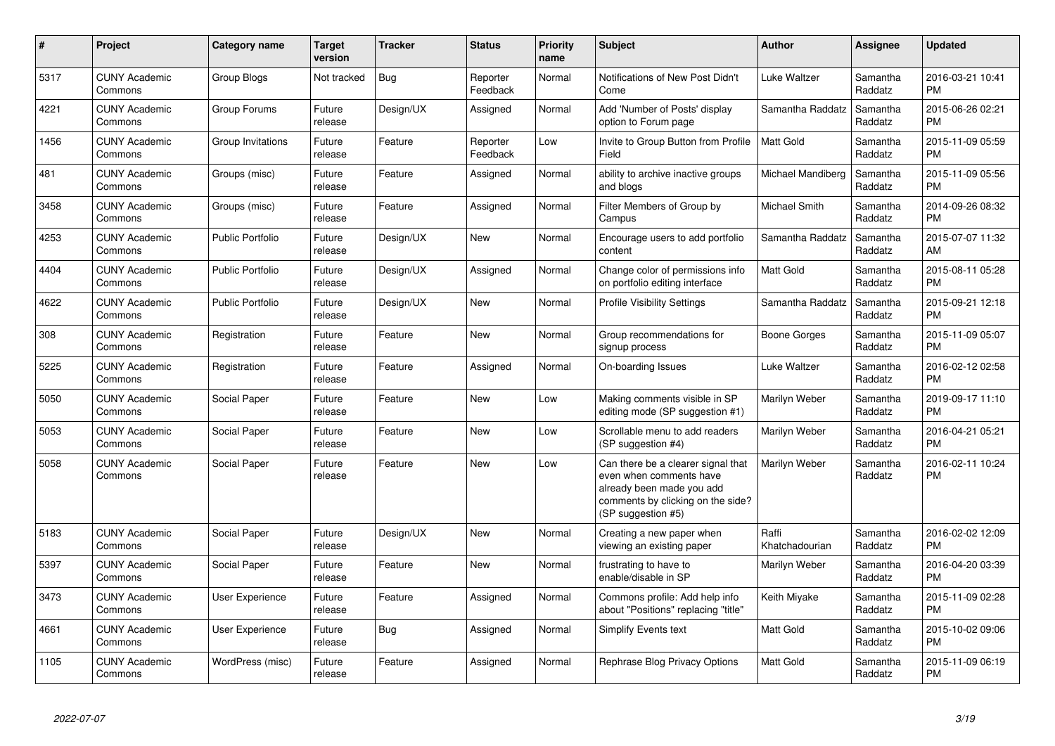| # | Project | Category name | Target version | Tracker | Status | Priority name | Subject | Author | Assignee | Updated |
|---|---|---|---|---|---|---|---|---|---|---|
| 5317 | CUNY Academic Commons | Group Blogs | Not tracked | Bug | Reporter Feedback | Normal | Notifications of New Post Didn't Come | Luke Waltzer | Samantha Raddatz | 2016-03-21 10:41 PM |
| 4221 | CUNY Academic Commons | Group Forums | Future release | Design/UX | Assigned | Normal | Add 'Number of Posts' display option to Forum page | Samantha Raddatz | Samantha Raddatz | 2015-06-26 02:21 PM |
| 1456 | CUNY Academic Commons | Group Invitations | Future release | Feature | Reporter Feedback | Low | Invite to Group Button from Profile Field | Matt Gold | Samantha Raddatz | 2015-11-09 05:59 PM |
| 481 | CUNY Academic Commons | Groups (misc) | Future release | Feature | Assigned | Normal | ability to archive inactive groups and blogs | Michael Mandiberg | Samantha Raddatz | 2015-11-09 05:56 PM |
| 3458 | CUNY Academic Commons | Groups (misc) | Future release | Feature | Assigned | Normal | Filter Members of Group by Campus | Michael Smith | Samantha Raddatz | 2014-09-26 08:32 PM |
| 4253 | CUNY Academic Commons | Public Portfolio | Future release | Design/UX | New | Normal | Encourage users to add portfolio content | Samantha Raddatz | Samantha Raddatz | 2015-07-07 11:32 AM |
| 4404 | CUNY Academic Commons | Public Portfolio | Future release | Design/UX | Assigned | Normal | Change color of permissions info on portfolio editing interface | Matt Gold | Samantha Raddatz | 2015-08-11 05:28 PM |
| 4622 | CUNY Academic Commons | Public Portfolio | Future release | Design/UX | New | Normal | Profile Visibility Settings | Samantha Raddatz | Samantha Raddatz | 2015-09-21 12:18 PM |
| 308 | CUNY Academic Commons | Registration | Future release | Feature | New | Normal | Group recommendations for signup process | Boone Gorges | Samantha Raddatz | 2015-11-09 05:07 PM |
| 5225 | CUNY Academic Commons | Registration | Future release | Feature | Assigned | Normal | On-boarding Issues | Luke Waltzer | Samantha Raddatz | 2016-02-12 02:58 PM |
| 5050 | CUNY Academic Commons | Social Paper | Future release | Feature | New | Low | Making comments visible in SP editing mode (SP suggestion #1) | Marilyn Weber | Samantha Raddatz | 2019-09-17 11:10 PM |
| 5053 | CUNY Academic Commons | Social Paper | Future release | Feature | New | Low | Scrollable menu to add readers (SP suggestion #4) | Marilyn Weber | Samantha Raddatz | 2016-04-21 05:21 PM |
| 5058 | CUNY Academic Commons | Social Paper | Future release | Feature | New | Low | Can there be a clearer signal that even when comments have already been made you add comments by clicking on the side? (SP suggestion #5) | Marilyn Weber | Samantha Raddatz | 2016-02-11 10:24 PM |
| 5183 | CUNY Academic Commons | Social Paper | Future release | Design/UX | New | Normal | Creating a new paper when viewing an existing paper | Raffi Khatchadourian | Samantha Raddatz | 2016-02-02 12:09 PM |
| 5397 | CUNY Academic Commons | Social Paper | Future release | Feature | New | Normal | frustrating to have to enable/disable in SP | Marilyn Weber | Samantha Raddatz | 2016-04-20 03:39 PM |
| 3473 | CUNY Academic Commons | User Experience | Future release | Feature | Assigned | Normal | Commons profile: Add help info about "Positions" replacing "title" | Keith Miyake | Samantha Raddatz | 2015-11-09 02:28 PM |
| 4661 | CUNY Academic Commons | User Experience | Future release | Bug | Assigned | Normal | Simplify Events text | Matt Gold | Samantha Raddatz | 2015-10-02 09:06 PM |
| 1105 | CUNY Academic Commons | WordPress (misc) | Future release | Feature | Assigned | Normal | Rephrase Blog Privacy Options | Matt Gold | Samantha Raddatz | 2015-11-09 06:19 PM |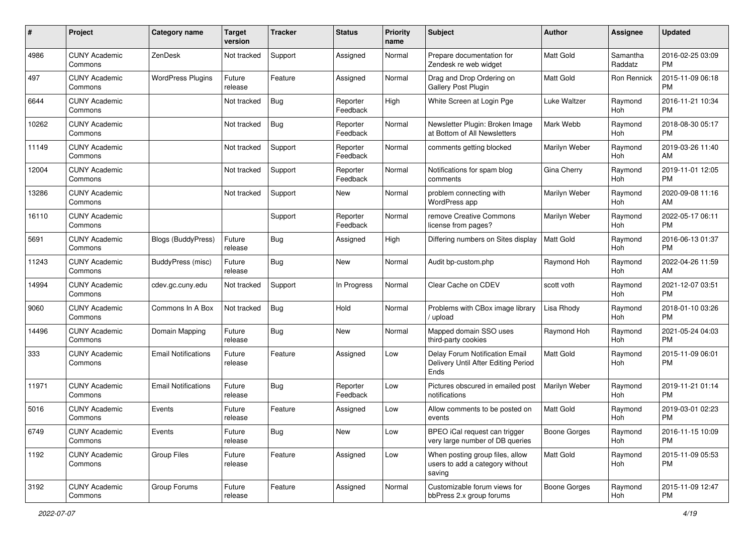| # | Project | Category name | Target version | Tracker | Status | Priority name | Subject | Author | Assignee | Updated |
|---|---|---|---|---|---|---|---|---|---|---|
| 4986 | CUNY Academic Commons | ZenDesk | Not tracked | Support | Assigned | Normal | Prepare documentation for Zendesk re web widget | Matt Gold | Samantha Raddatz | 2016-02-25 03:09 PM |
| 497 | CUNY Academic Commons | WordPress Plugins | Future release | Feature | Assigned | Normal | Drag and Drop Ordering on Gallery Post Plugin | Matt Gold | Ron Rennick | 2015-11-09 06:18 PM |
| 6644 | CUNY Academic Commons | | Not tracked | Bug | Reporter Feedback | High | White Screen at Login Pge | Luke Waltzer | Raymond Hoh | 2016-11-21 10:34 PM |
| 10262 | CUNY Academic Commons | | Not tracked | Bug | Reporter Feedback | Normal | Newsletter Plugin: Broken Image at Bottom of All Newsletters | Mark Webb | Raymond Hoh | 2018-08-30 05:17 PM |
| 11149 | CUNY Academic Commons | | Not tracked | Support | Reporter Feedback | Normal | comments getting blocked | Marilyn Weber | Raymond Hoh | 2019-03-26 11:40 AM |
| 12004 | CUNY Academic Commons | | Not tracked | Support | Reporter Feedback | Normal | Notifications for spam blog comments | Gina Cherry | Raymond Hoh | 2019-11-01 12:05 PM |
| 13286 | CUNY Academic Commons | | Not tracked | Support | New | Normal | problem connecting with WordPress app | Marilyn Weber | Raymond Hoh | 2020-09-08 11:16 AM |
| 16110 | CUNY Academic Commons | | | Support | Reporter Feedback | Normal | remove Creative Commons license from pages? | Marilyn Weber | Raymond Hoh | 2022-05-17 06:11 PM |
| 5691 | CUNY Academic Commons | Blogs (BuddyPress) | Future release | Bug | Assigned | High | Differing numbers on Sites display | Matt Gold | Raymond Hoh | 2016-06-13 01:37 PM |
| 11243 | CUNY Academic Commons | BuddyPress (misc) | Future release | Bug | New | Normal | Audit bp-custom.php | Raymond Hoh | Raymond Hoh | 2022-04-26 11:59 AM |
| 14994 | CUNY Academic Commons | cdev.gc.cuny.edu | Not tracked | Support | In Progress | Normal | Clear Cache on CDEV | scott voth | Raymond Hoh | 2021-12-07 03:51 PM |
| 9060 | CUNY Academic Commons | Commons In A Box | Not tracked | Bug | Hold | Normal | Problems with CBox image library / upload | Lisa Rhody | Raymond Hoh | 2018-01-10 03:26 PM |
| 14496 | CUNY Academic Commons | Domain Mapping | Future release | Bug | New | Normal | Mapped domain SSO uses third-party cookies | Raymond Hoh | Raymond Hoh | 2021-05-24 04:03 PM |
| 333 | CUNY Academic Commons | Email Notifications | Future release | Feature | Assigned | Low | Delay Forum Notification Email Delivery Until After Editing Period Ends | Matt Gold | Raymond Hoh | 2015-11-09 06:01 PM |
| 11971 | CUNY Academic Commons | Email Notifications | Future release | Bug | Reporter Feedback | Low | Pictures obscured in emailed post notifications | Marilyn Weber | Raymond Hoh | 2019-11-21 01:14 PM |
| 5016 | CUNY Academic Commons | Events | Future release | Feature | Assigned | Low | Allow comments to be posted on events | Matt Gold | Raymond Hoh | 2019-03-01 02:23 PM |
| 6749 | CUNY Academic Commons | Events | Future release | Bug | New | Low | BPEO iCal request can trigger very large number of DB queries | Boone Gorges | Raymond Hoh | 2016-11-15 10:09 PM |
| 1192 | CUNY Academic Commons | Group Files | Future release | Feature | Assigned | Low | When posting group files, allow users to add a category without saving | Matt Gold | Raymond Hoh | 2015-11-09 05:53 PM |
| 3192 | CUNY Academic Commons | Group Forums | Future release | Feature | Assigned | Normal | Customizable forum views for bbPress 2.x group forums | Boone Gorges | Raymond Hoh | 2015-11-09 12:47 PM |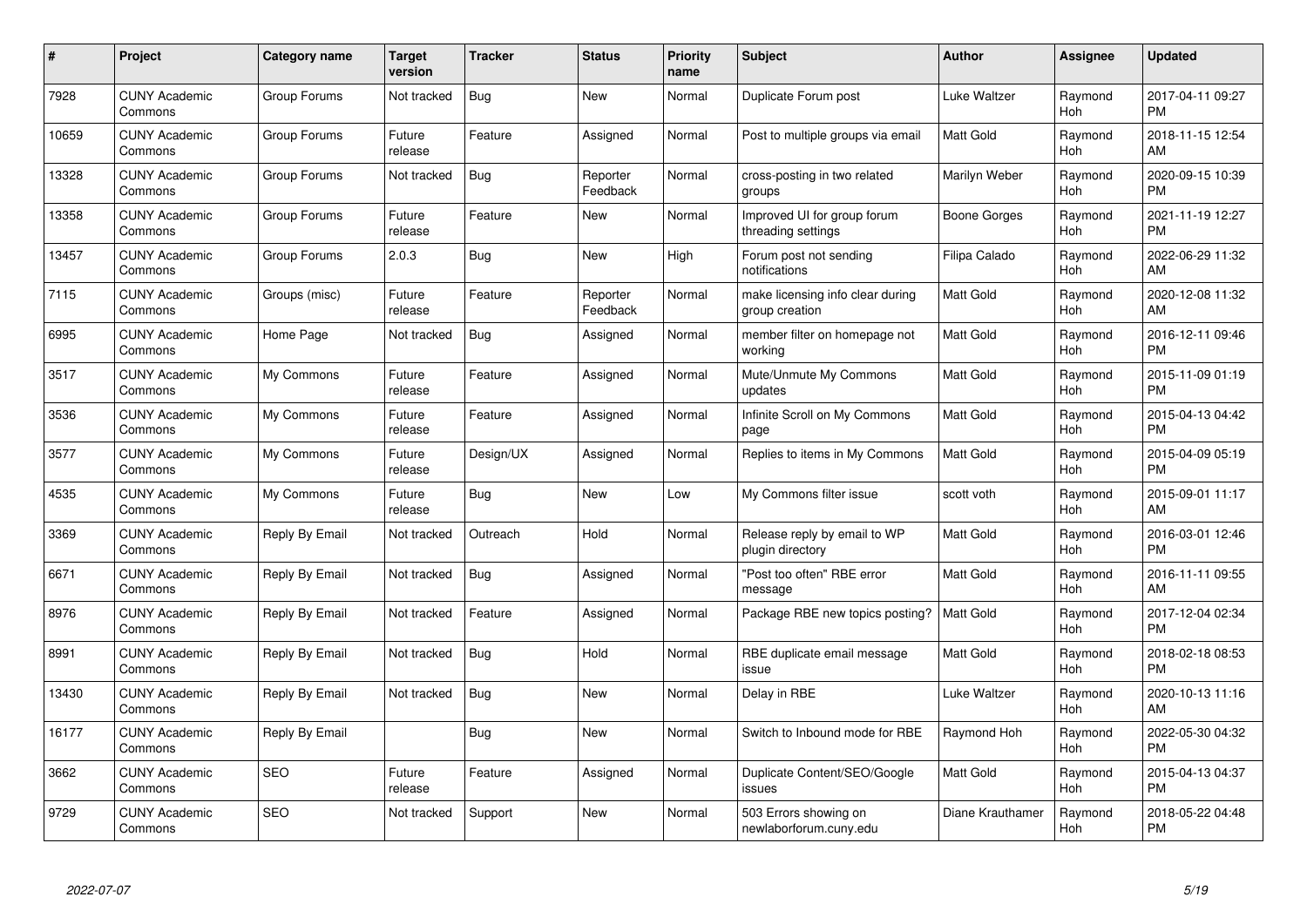| # | Project | Category name | Target version | Tracker | Status | Priority name | Subject | Author | Assignee | Updated |
|---|---|---|---|---|---|---|---|---|---|---|
| 7928 | CUNY Academic Commons | Group Forums | Not tracked | Bug | New | Normal | Duplicate Forum post | Luke Waltzer | Raymond Hoh | 2017-04-11 09:27 PM |
| 10659 | CUNY Academic Commons | Group Forums | Future release | Feature | Assigned | Normal | Post to multiple groups via email | Matt Gold | Raymond Hoh | 2018-11-15 12:54 AM |
| 13328 | CUNY Academic Commons | Group Forums | Not tracked | Bug | Reporter Feedback | Normal | cross-posting in two related groups | Marilyn Weber | Raymond Hoh | 2020-09-15 10:39 PM |
| 13358 | CUNY Academic Commons | Group Forums | Future release | Feature | New | Normal | Improved UI for group forum threading settings | Boone Gorges | Raymond Hoh | 2021-11-19 12:27 PM |
| 13457 | CUNY Academic Commons | Group Forums | 2.0.3 | Bug | New | High | Forum post not sending notifications | Filipa Calado | Raymond Hoh | 2022-06-29 11:32 AM |
| 7115 | CUNY Academic Commons | Groups (misc) | Future release | Feature | Reporter Feedback | Normal | make licensing info clear during group creation | Matt Gold | Raymond Hoh | 2020-12-08 11:32 AM |
| 6995 | CUNY Academic Commons | Home Page | Not tracked | Bug | Assigned | Normal | member filter on homepage not working | Matt Gold | Raymond Hoh | 2016-12-11 09:46 PM |
| 3517 | CUNY Academic Commons | My Commons | Future release | Feature | Assigned | Normal | Mute/Unmute My Commons updates | Matt Gold | Raymond Hoh | 2015-11-09 01:19 PM |
| 3536 | CUNY Academic Commons | My Commons | Future release | Feature | Assigned | Normal | Infinite Scroll on My Commons page | Matt Gold | Raymond Hoh | 2015-04-13 04:42 PM |
| 3577 | CUNY Academic Commons | My Commons | Future release | Design/UX | Assigned | Normal | Replies to items in My Commons | Matt Gold | Raymond Hoh | 2015-04-09 05:19 PM |
| 4535 | CUNY Academic Commons | My Commons | Future release | Bug | New | Low | My Commons filter issue | scott voth | Raymond Hoh | 2015-09-01 11:17 AM |
| 3369 | CUNY Academic Commons | Reply By Email | Not tracked | Outreach | Hold | Normal | Release reply by email to WP plugin directory | Matt Gold | Raymond Hoh | 2016-03-01 12:46 PM |
| 6671 | CUNY Academic Commons | Reply By Email | Not tracked | Bug | Assigned | Normal | "Post too often" RBE error message | Matt Gold | Raymond Hoh | 2016-11-11 09:55 AM |
| 8976 | CUNY Academic Commons | Reply By Email | Not tracked | Feature | Assigned | Normal | Package RBE new topics posting? | Matt Gold | Raymond Hoh | 2017-12-04 02:34 PM |
| 8991 | CUNY Academic Commons | Reply By Email | Not tracked | Bug | Hold | Normal | RBE duplicate email message issue | Matt Gold | Raymond Hoh | 2018-02-18 08:53 PM |
| 13430 | CUNY Academic Commons | Reply By Email | Not tracked | Bug | New | Normal | Delay in RBE | Luke Waltzer | Raymond Hoh | 2020-10-13 11:16 AM |
| 16177 | CUNY Academic Commons | Reply By Email | | Bug | New | Normal | Switch to Inbound mode for RBE | Raymond Hoh | Raymond Hoh | 2022-05-30 04:32 PM |
| 3662 | CUNY Academic Commons | SEO | Future release | Feature | Assigned | Normal | Duplicate Content/SEO/Google issues | Matt Gold | Raymond Hoh | 2015-04-13 04:37 PM |
| 9729 | CUNY Academic Commons | SEO | Not tracked | Support | New | Normal | 503 Errors showing on newlaborforum.cuny.edu | Diane Krauthamer | Raymond Hoh | 2018-05-22 04:48 PM |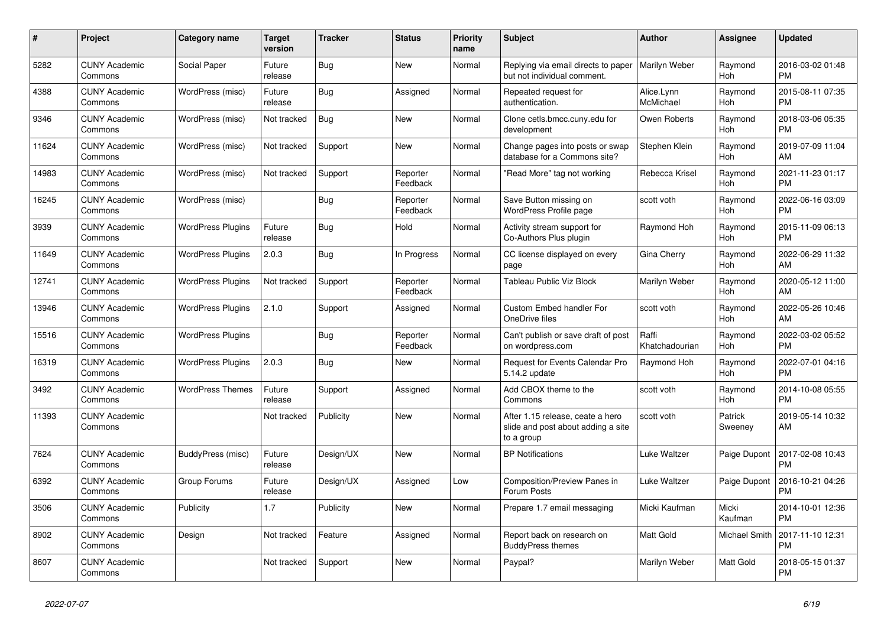| # | Project | Category name | Target version | Tracker | Status | Priority name | Subject | Author | Assignee | Updated |
|---|---|---|---|---|---|---|---|---|---|---|
| 5282 | CUNY Academic Commons | Social Paper | Future release | Bug | New | Normal | Replying via email directs to paper but not individual comment. | Marilyn Weber | Raymond Hoh | 2016-03-02 01:48 PM |
| 4388 | CUNY Academic Commons | WordPress (misc) | Future release | Bug | Assigned | Normal | Repeated request for authentication. | Alice.Lynn McMichael | Raymond Hoh | 2015-08-11 07:35 PM |
| 9346 | CUNY Academic Commons | WordPress (misc) | Not tracked | Bug | New | Normal | Clone cetls.bmcc.cuny.edu for development | Owen Roberts | Raymond Hoh | 2018-03-06 05:35 PM |
| 11624 | CUNY Academic Commons | WordPress (misc) | Not tracked | Support | New | Normal | Change pages into posts or swap database for a Commons site? | Stephen Klein | Raymond Hoh | 2019-07-09 11:04 AM |
| 14983 | CUNY Academic Commons | WordPress (misc) | Not tracked | Support | Reporter Feedback | Normal | "Read More" tag not working | Rebecca Krisel | Raymond Hoh | 2021-11-23 01:17 PM |
| 16245 | CUNY Academic Commons | WordPress (misc) | | Bug | Reporter Feedback | Normal | Save Button missing on WordPress Profile page | scott voth | Raymond Hoh | 2022-06-16 03:09 PM |
| 3939 | CUNY Academic Commons | WordPress Plugins | Future release | Bug | Hold | Normal | Activity stream support for Co-Authors Plus plugin | Raymond Hoh | Raymond Hoh | 2015-11-09 06:13 PM |
| 11649 | CUNY Academic Commons | WordPress Plugins | 2.0.3 | Bug | In Progress | Normal | CC license displayed on every page | Gina Cherry | Raymond Hoh | 2022-06-29 11:32 AM |
| 12741 | CUNY Academic Commons | WordPress Plugins | Not tracked | Support | Reporter Feedback | Normal | Tableau Public Viz Block | Marilyn Weber | Raymond Hoh | 2020-05-12 11:00 AM |
| 13946 | CUNY Academic Commons | WordPress Plugins | 2.1.0 | Support | Assigned | Normal | Custom Embed handler For OneDrive files | scott voth | Raymond Hoh | 2022-05-26 10:46 AM |
| 15516 | CUNY Academic Commons | WordPress Plugins | | Bug | Reporter Feedback | Normal | Can't publish or save draft of post on wordpress.com | Raffi Khatchadourian | Raymond Hoh | 2022-03-02 05:52 PM |
| 16319 | CUNY Academic Commons | WordPress Plugins | 2.0.3 | Bug | New | Normal | Request for Events Calendar Pro 5.14.2 update | Raymond Hoh | Raymond Hoh | 2022-07-01 04:16 PM |
| 3492 | CUNY Academic Commons | WordPress Themes | Future release | Support | Assigned | Normal | Add CBOX theme to the Commons | scott voth | Raymond Hoh | 2014-10-08 05:55 PM |
| 11393 | CUNY Academic Commons | | Not tracked | Publicity | New | Normal | After 1.15 release, ceate a hero slide and post about adding a site to a group | scott voth | Patrick Sweeney | 2019-05-14 10:32 AM |
| 7624 | CUNY Academic Commons | BuddyPress (misc) | Future release | Design/UX | New | Normal | BP Notifications | Luke Waltzer | Paige Dupont | 2017-02-08 10:43 PM |
| 6392 | CUNY Academic Commons | Group Forums | Future release | Design/UX | Assigned | Low | Composition/Preview Panes in Forum Posts | Luke Waltzer | Paige Dupont | 2016-10-21 04:26 PM |
| 3506 | CUNY Academic Commons | Publicity | 1.7 | Publicity | New | Normal | Prepare 1.7 email messaging | Micki Kaufman | Micki Kaufman | 2014-10-01 12:36 PM |
| 8902 | CUNY Academic Commons | Design | Not tracked | Feature | Assigned | Normal | Report back on research on BuddyPress themes | Matt Gold | Michael Smith | 2017-11-10 12:31 PM |
| 8607 | CUNY Academic Commons | | Not tracked | Support | New | Normal | Paypal? | Marilyn Weber | Matt Gold | 2018-05-15 01:37 PM |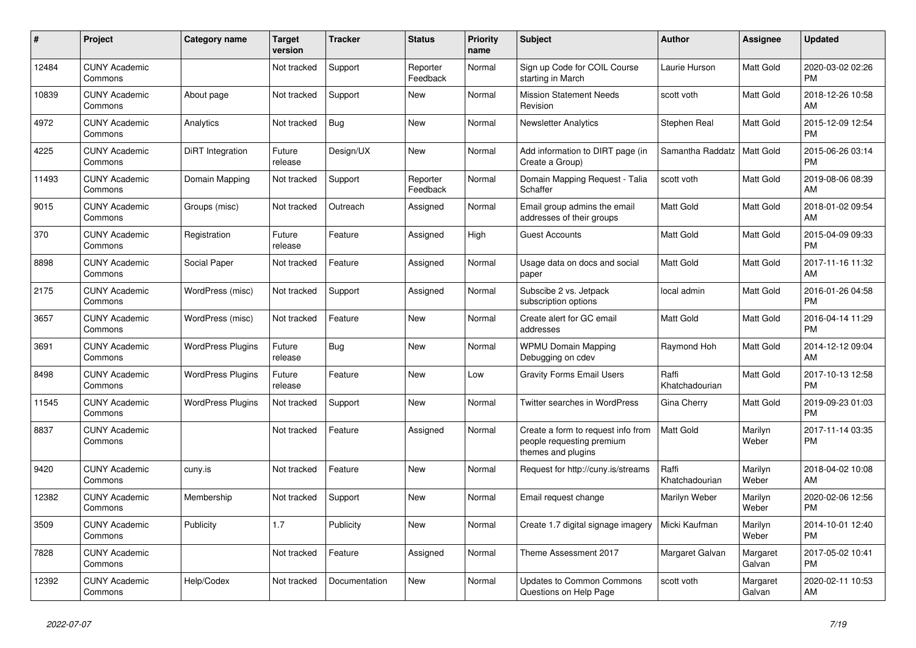| # | Project | Category name | Target version | Tracker | Status | Priority name | Subject | Author | Assignee | Updated |
|---|---|---|---|---|---|---|---|---|---|---|
| 12484 | CUNY Academic Commons | | Not tracked | Support | Reporter Feedback | Normal | Sign up Code for COIL Course starting in March | Laurie Hurson | Matt Gold | 2020-03-02 02:26 PM |
| 10839 | CUNY Academic Commons | About page | Not tracked | Support | New | Normal | Mission Statement Needs Revision | scott voth | Matt Gold | 2018-12-26 10:58 AM |
| 4972 | CUNY Academic Commons | Analytics | Not tracked | Bug | New | Normal | Newsletter Analytics | Stephen Real | Matt Gold | 2015-12-09 12:54 PM |
| 4225 | CUNY Academic Commons | DiRT Integration | Future release | Design/UX | New | Normal | Add information to DIRT page (in Create a Group) | Samantha Raddatz | Matt Gold | 2015-06-26 03:14 PM |
| 11493 | CUNY Academic Commons | Domain Mapping | Not tracked | Support | Reporter Feedback | Normal | Domain Mapping Request - Talia Schaffer | scott voth | Matt Gold | 2019-08-06 08:39 AM |
| 9015 | CUNY Academic Commons | Groups (misc) | Not tracked | Outreach | Assigned | Normal | Email group admins the email addresses of their groups | Matt Gold | Matt Gold | 2018-01-02 09:54 AM |
| 370 | CUNY Academic Commons | Registration | Future release | Feature | Assigned | High | Guest Accounts | Matt Gold | Matt Gold | 2015-04-09 09:33 PM |
| 8898 | CUNY Academic Commons | Social Paper | Not tracked | Feature | Assigned | Normal | Usage data on docs and social paper | Matt Gold | Matt Gold | 2017-11-16 11:32 AM |
| 2175 | CUNY Academic Commons | WordPress (misc) | Not tracked | Support | Assigned | Normal | Subscibe 2 vs. Jetpack subscription options | local admin | Matt Gold | 2016-01-26 04:58 PM |
| 3657 | CUNY Academic Commons | WordPress (misc) | Not tracked | Feature | New | Normal | Create alert for GC email addresses | Matt Gold | Matt Gold | 2016-04-14 11:29 PM |
| 3691 | CUNY Academic Commons | WordPress Plugins | Future release | Bug | New | Normal | WPMU Domain Mapping Debugging on cdev | Raymond Hoh | Matt Gold | 2014-12-12 09:04 AM |
| 8498 | CUNY Academic Commons | WordPress Plugins | Future release | Feature | New | Low | Gravity Forms Email Users | Raffi Khatchadourian | Matt Gold | 2017-10-13 12:58 PM |
| 11545 | CUNY Academic Commons | WordPress Plugins | Not tracked | Support | New | Normal | Twitter searches in WordPress | Gina Cherry | Matt Gold | 2019-09-23 01:03 PM |
| 8837 | CUNY Academic Commons | | Not tracked | Feature | Assigned | Normal | Create a form to request info from people requesting premium themes and plugins | Matt Gold | Marilyn Weber | 2017-11-14 03:35 PM |
| 9420 | CUNY Academic Commons | cuny.is | Not tracked | Feature | New | Normal | Request for http://cuny.is/streams | Raffi Khatchadourian | Marilyn Weber | 2018-04-02 10:08 AM |
| 12382 | CUNY Academic Commons | Membership | Not tracked | Support | New | Normal | Email request change | Marilyn Weber | Marilyn Weber | 2020-02-06 12:56 PM |
| 3509 | CUNY Academic Commons | Publicity | 1.7 | Publicity | New | Normal | Create 1.7 digital signage imagery | Micki Kaufman | Marilyn Weber | 2014-10-01 12:40 PM |
| 7828 | CUNY Academic Commons | | Not tracked | Feature | Assigned | Normal | Theme Assessment 2017 | Margaret Galvan | Margaret Galvan | 2017-05-02 10:41 PM |
| 12392 | CUNY Academic Commons | Help/Codex | Not tracked | Documentation | New | Normal | Updates to Common Commons Questions on Help Page | scott voth | Margaret Galvan | 2020-02-11 10:53 AM |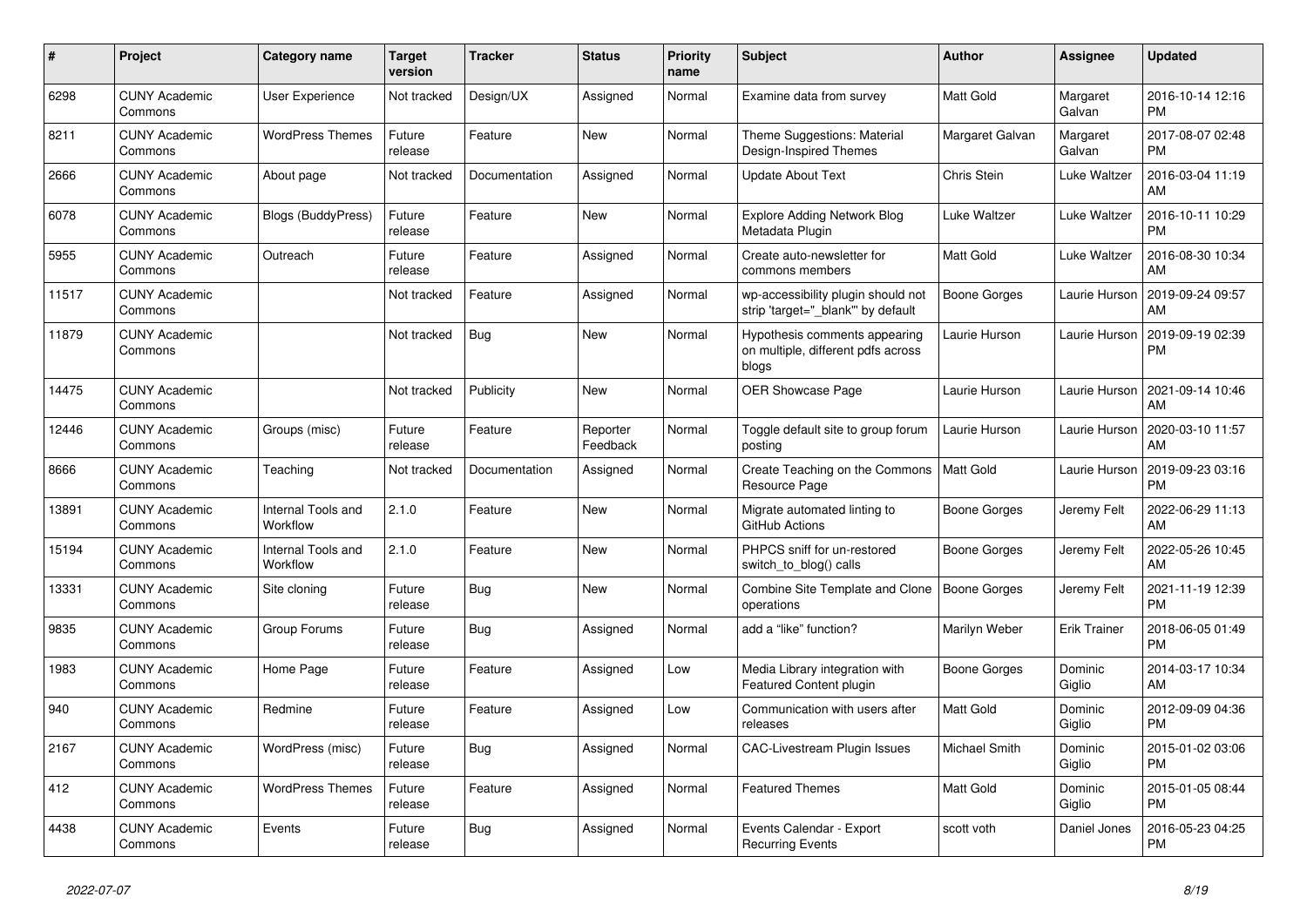| # | Project | Category name | Target version | Tracker | Status | Priority name | Subject | Author | Assignee | Updated |
|---|---|---|---|---|---|---|---|---|---|---|
| 6298 | CUNY Academic Commons | User Experience | Not tracked | Design/UX | Assigned | Normal | Examine data from survey | Matt Gold | Margaret Galvan | 2016-10-14 12:16 PM |
| 8211 | CUNY Academic Commons | WordPress Themes | Future release | Feature | New | Normal | Theme Suggestions: Material Design-Inspired Themes | Margaret Galvan | Margaret Galvan | 2017-08-07 02:48 PM |
| 2666 | CUNY Academic Commons | About page | Not tracked | Documentation | Assigned | Normal | Update About Text | Chris Stein | Luke Waltzer | 2016-03-04 11:19 AM |
| 6078 | CUNY Academic Commons | Blogs (BuddyPress) | Future release | Feature | New | Normal | Explore Adding Network Blog Metadata Plugin | Luke Waltzer | Luke Waltzer | 2016-10-11 10:29 PM |
| 5955 | CUNY Academic Commons | Outreach | Future release | Feature | Assigned | Normal | Create auto-newsletter for commons members | Matt Gold | Luke Waltzer | 2016-08-30 10:34 AM |
| 11517 | CUNY Academic Commons | | Not tracked | Feature | Assigned | Normal | wp-accessibility plugin should not strip 'target="_blank"' by default | Boone Gorges | Laurie Hurson | 2019-09-24 09:57 AM |
| 11879 | CUNY Academic Commons | | Not tracked | Bug | New | Normal | Hypothesis comments appearing on multiple, different pdfs across blogs | Laurie Hurson | Laurie Hurson | 2019-09-19 02:39 PM |
| 14475 | CUNY Academic Commons | | Not tracked | Publicity | New | Normal | OER Showcase Page | Laurie Hurson | Laurie Hurson | 2021-09-14 10:46 AM |
| 12446 | CUNY Academic Commons | Groups (misc) | Future release | Feature | Reporter Feedback | Normal | Toggle default site to group forum posting | Laurie Hurson | Laurie Hurson | 2020-03-10 11:57 AM |
| 8666 | CUNY Academic Commons | Teaching | Not tracked | Documentation | Assigned | Normal | Create Teaching on the Commons Resource Page | Matt Gold | Laurie Hurson | 2019-09-23 03:16 PM |
| 13891 | CUNY Academic Commons | Internal Tools and Workflow | 2.1.0 | Feature | New | Normal | Migrate automated linting to GitHub Actions | Boone Gorges | Jeremy Felt | 2022-06-29 11:13 AM |
| 15194 | CUNY Academic Commons | Internal Tools and Workflow | 2.1.0 | Feature | New | Normal | PHPCS sniff for un-restored switch_to_blog() calls | Boone Gorges | Jeremy Felt | 2022-05-26 10:45 AM |
| 13331 | CUNY Academic Commons | Site cloning | Future release | Bug | New | Normal | Combine Site Template and Clone operations | Boone Gorges | Jeremy Felt | 2021-11-19 12:39 PM |
| 9835 | CUNY Academic Commons | Group Forums | Future release | Bug | Assigned | Normal | add a "like" function? | Marilyn Weber | Erik Trainer | 2018-06-05 01:49 PM |
| 1983 | CUNY Academic Commons | Home Page | Future release | Feature | Assigned | Low | Media Library integration with Featured Content plugin | Boone Gorges | Dominic Giglio | 2014-03-17 10:34 AM |
| 940 | CUNY Academic Commons | Redmine | Future release | Feature | Assigned | Low | Communication with users after releases | Matt Gold | Dominic Giglio | 2012-09-09 04:36 PM |
| 2167 | CUNY Academic Commons | WordPress (misc) | Future release | Bug | Assigned | Normal | CAC-Livestream Plugin Issues | Michael Smith | Dominic Giglio | 2015-01-02 03:06 PM |
| 412 | CUNY Academic Commons | WordPress Themes | Future release | Feature | Assigned | Normal | Featured Themes | Matt Gold | Dominic Giglio | 2015-01-05 08:44 PM |
| 4438 | CUNY Academic Commons | Events | Future release | Bug | Assigned | Normal | Events Calendar - Export Recurring Events | scott voth | Daniel Jones | 2016-05-23 04:25 PM |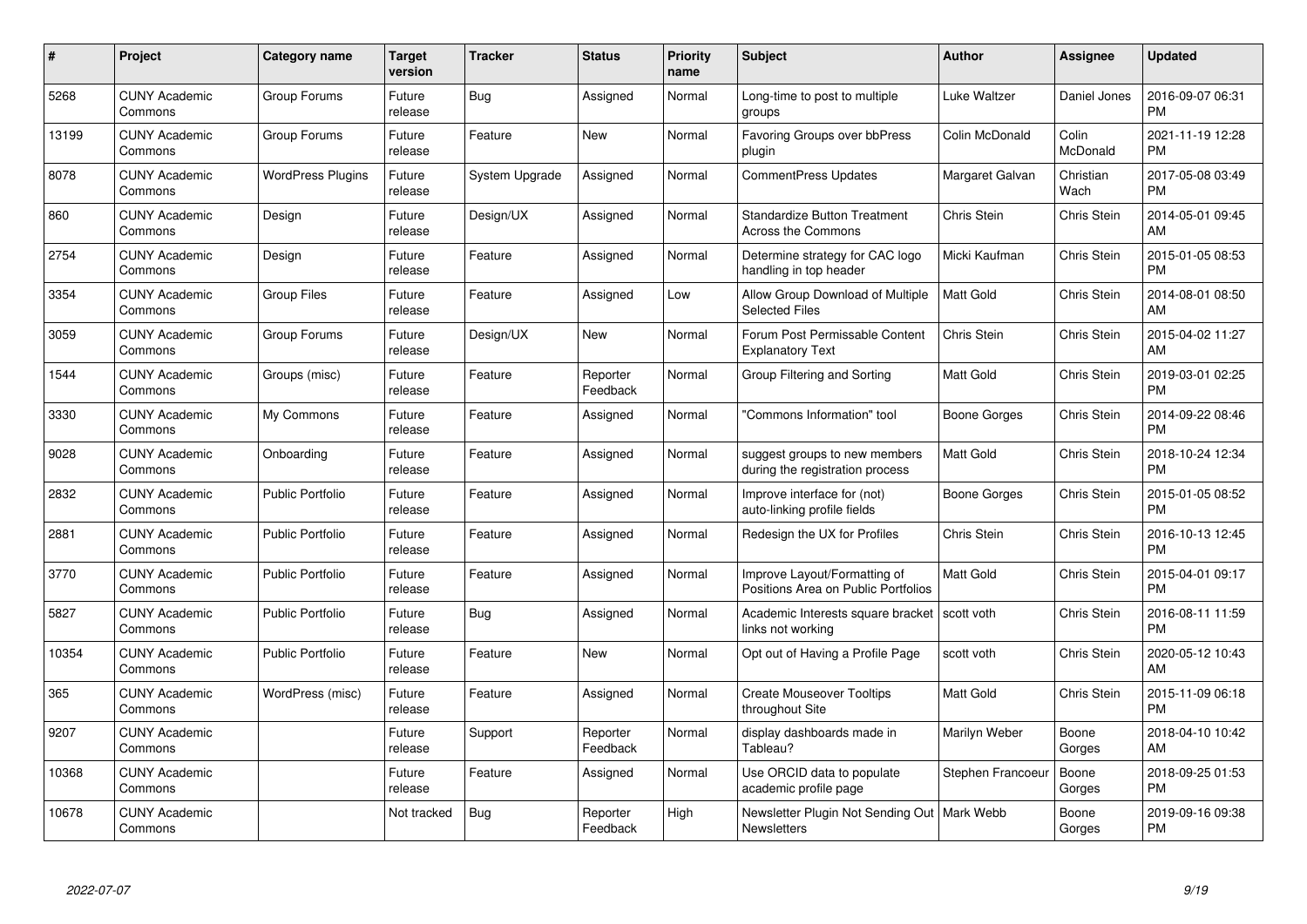| # | Project | Category name | Target version | Tracker | Status | Priority name | Subject | Author | Assignee | Updated |
|---|---|---|---|---|---|---|---|---|---|---|
| 5268 | CUNY Academic Commons | Group Forums | Future release | Bug | Assigned | Normal | Long-time to post to multiple groups | Luke Waltzer | Daniel Jones | 2016-09-07 06:31 PM |
| 13199 | CUNY Academic Commons | Group Forums | Future release | Feature | New | Normal | Favoring Groups over bbPress plugin | Colin McDonald | Colin McDonald | 2021-11-19 12:28 PM |
| 8078 | CUNY Academic Commons | WordPress Plugins | Future release | System Upgrade | Assigned | Normal | CommentPress Updates | Margaret Galvan | Christian Wach | 2017-05-08 03:49 PM |
| 860 | CUNY Academic Commons | Design | Future release | Design/UX | Assigned | Normal | Standardize Button Treatment Across the Commons | Chris Stein | Chris Stein | 2014-05-01 09:45 AM |
| 2754 | CUNY Academic Commons | Design | Future release | Feature | Assigned | Normal | Determine strategy for CAC logo handling in top header | Micki Kaufman | Chris Stein | 2015-01-05 08:53 PM |
| 3354 | CUNY Academic Commons | Group Files | Future release | Feature | Assigned | Low | Allow Group Download of Multiple Selected Files | Matt Gold | Chris Stein | 2014-08-01 08:50 AM |
| 3059 | CUNY Academic Commons | Group Forums | Future release | Design/UX | New | Normal | Forum Post Permissable Content Explanatory Text | Chris Stein | Chris Stein | 2015-04-02 11:27 AM |
| 1544 | CUNY Academic Commons | Groups (misc) | Future release | Feature | Reporter Feedback | Normal | Group Filtering and Sorting | Matt Gold | Chris Stein | 2019-03-01 02:25 PM |
| 3330 | CUNY Academic Commons | My Commons | Future release | Feature | Assigned | Normal | "Commons Information" tool | Boone Gorges | Chris Stein | 2014-09-22 08:46 PM |
| 9028 | CUNY Academic Commons | Onboarding | Future release | Feature | Assigned | Normal | suggest groups to new members during the registration process | Matt Gold | Chris Stein | 2018-10-24 12:34 PM |
| 2832 | CUNY Academic Commons | Public Portfolio | Future release | Feature | Assigned | Normal | Improve interface for (not) auto-linking profile fields | Boone Gorges | Chris Stein | 2015-01-05 08:52 PM |
| 2881 | CUNY Academic Commons | Public Portfolio | Future release | Feature | Assigned | Normal | Redesign the UX for Profiles | Chris Stein | Chris Stein | 2016-10-13 12:45 PM |
| 3770 | CUNY Academic Commons | Public Portfolio | Future release | Feature | Assigned | Normal | Improve Layout/Formatting of Positions Area on Public Portfolios | Matt Gold | Chris Stein | 2015-04-01 09:17 PM |
| 5827 | CUNY Academic Commons | Public Portfolio | Future release | Bug | Assigned | Normal | Academic Interests square bracket links not working | scott voth | Chris Stein | 2016-08-11 11:59 PM |
| 10354 | CUNY Academic Commons | Public Portfolio | Future release | Feature | New | Normal | Opt out of Having a Profile Page | scott voth | Chris Stein | 2020-05-12 10:43 AM |
| 365 | CUNY Academic Commons | WordPress (misc) | Future release | Feature | Assigned | Normal | Create Mouseover Tooltips throughout Site | Matt Gold | Chris Stein | 2015-11-09 06:18 PM |
| 9207 | CUNY Academic Commons | | Future release | Support | Reporter Feedback | Normal | display dashboards made in Tableau? | Marilyn Weber | Boone Gorges | 2018-04-10 10:42 AM |
| 10368 | CUNY Academic Commons | | Future release | Feature | Assigned | Normal | Use ORCID data to populate academic profile page | Stephen Francoeur | Boone Gorges | 2018-09-25 01:53 PM |
| 10678 | CUNY Academic Commons | | Not tracked | Bug | Reporter Feedback | High | Newsletter Plugin Not Sending Out Newsletters | Mark Webb | Boone Gorges | 2019-09-16 09:38 PM |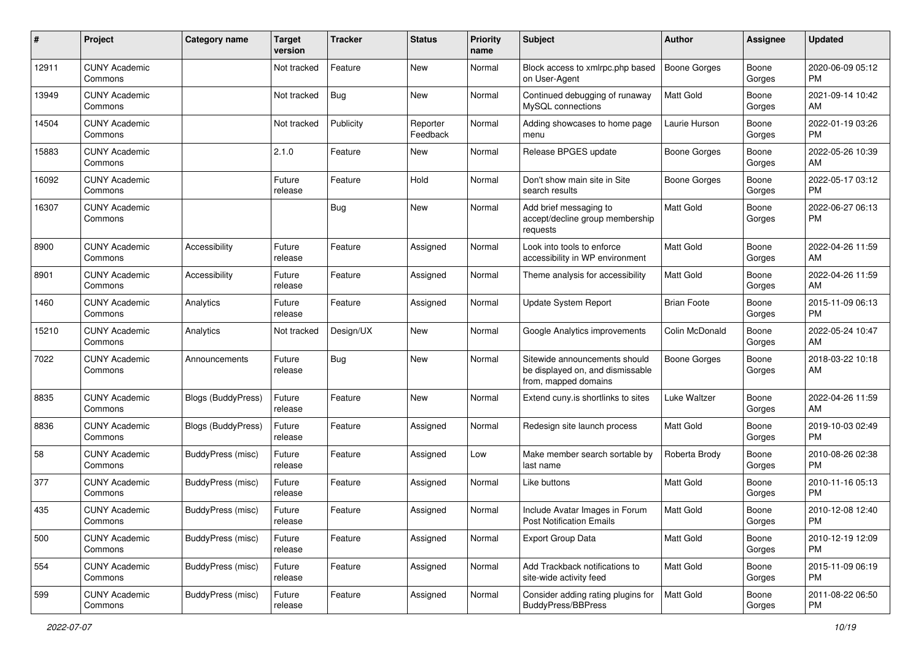| # | Project | Category name | Target version | Tracker | Status | Priority name | Subject | Author | Assignee | Updated |
|---|---|---|---|---|---|---|---|---|---|---|
| 12911 | CUNY Academic Commons | | Not tracked | Feature | New | Normal | Block access to xmlrpc.php based on User-Agent | Boone Gorges | Boone Gorges | 2020-06-09 05:12 PM |
| 13949 | CUNY Academic Commons | | Not tracked | Bug | New | Normal | Continued debugging of runaway MySQL connections | Matt Gold | Boone Gorges | 2021-09-14 10:42 AM |
| 14504 | CUNY Academic Commons | | Not tracked | Publicity | Reporter Feedback | Normal | Adding showcases to home page menu | Laurie Hurson | Boone Gorges | 2022-01-19 03:26 PM |
| 15883 | CUNY Academic Commons | | 2.1.0 | Feature | New | Normal | Release BPGES update | Boone Gorges | Boone Gorges | 2022-05-26 10:39 AM |
| 16092 | CUNY Academic Commons | | Future release | Feature | Hold | Normal | Don't show main site in Site search results | Boone Gorges | Boone Gorges | 2022-05-17 03:12 PM |
| 16307 | CUNY Academic Commons | | | Bug | New | Normal | Add brief messaging to accept/decline group membership requests | Matt Gold | Boone Gorges | 2022-06-27 06:13 PM |
| 8900 | CUNY Academic Commons | Accessibility | Future release | Feature | Assigned | Normal | Look into tools to enforce accessibility in WP environment | Matt Gold | Boone Gorges | 2022-04-26 11:59 AM |
| 8901 | CUNY Academic Commons | Accessibility | Future release | Feature | Assigned | Normal | Theme analysis for accessibility | Matt Gold | Boone Gorges | 2022-04-26 11:59 AM |
| 1460 | CUNY Academic Commons | Analytics | Future release | Feature | Assigned | Normal | Update System Report | Brian Foote | Boone Gorges | 2015-11-09 06:13 PM |
| 15210 | CUNY Academic Commons | Analytics | Not tracked | Design/UX | New | Normal | Google Analytics improvements | Colin McDonald | Boone Gorges | 2022-05-24 10:47 AM |
| 7022 | CUNY Academic Commons | Announcements | Future release | Bug | New | Normal | Sitewide announcements should be displayed on, and dismissable from, mapped domains | Boone Gorges | Boone Gorges | 2018-03-22 10:18 AM |
| 8835 | CUNY Academic Commons | Blogs (BuddyPress) | Future release | Feature | New | Normal | Extend cuny.is shortlinks to sites | Luke Waltzer | Boone Gorges | 2022-04-26 11:59 AM |
| 8836 | CUNY Academic Commons | Blogs (BuddyPress) | Future release | Feature | Assigned | Normal | Redesign site launch process | Matt Gold | Boone Gorges | 2019-10-03 02:49 PM |
| 58 | CUNY Academic Commons | BuddyPress (misc) | Future release | Feature | Assigned | Low | Make member search sortable by last name | Roberta Brody | Boone Gorges | 2010-08-26 02:38 PM |
| 377 | CUNY Academic Commons | BuddyPress (misc) | Future release | Feature | Assigned | Normal | Like buttons | Matt Gold | Boone Gorges | 2010-11-16 05:13 PM |
| 435 | CUNY Academic Commons | BuddyPress (misc) | Future release | Feature | Assigned | Normal | Include Avatar Images in Forum Post Notification Emails | Matt Gold | Boone Gorges | 2010-12-08 12:40 PM |
| 500 | CUNY Academic Commons | BuddyPress (misc) | Future release | Feature | Assigned | Normal | Export Group Data | Matt Gold | Boone Gorges | 2010-12-19 12:09 PM |
| 554 | CUNY Academic Commons | BuddyPress (misc) | Future release | Feature | Assigned | Normal | Add Trackback notifications to site-wide activity feed | Matt Gold | Boone Gorges | 2015-11-09 06:19 PM |
| 599 | CUNY Academic Commons | BuddyPress (misc) | Future release | Feature | Assigned | Normal | Consider adding rating plugins for BuddyPress/BBPress | Matt Gold | Boone Gorges | 2011-08-22 06:50 PM |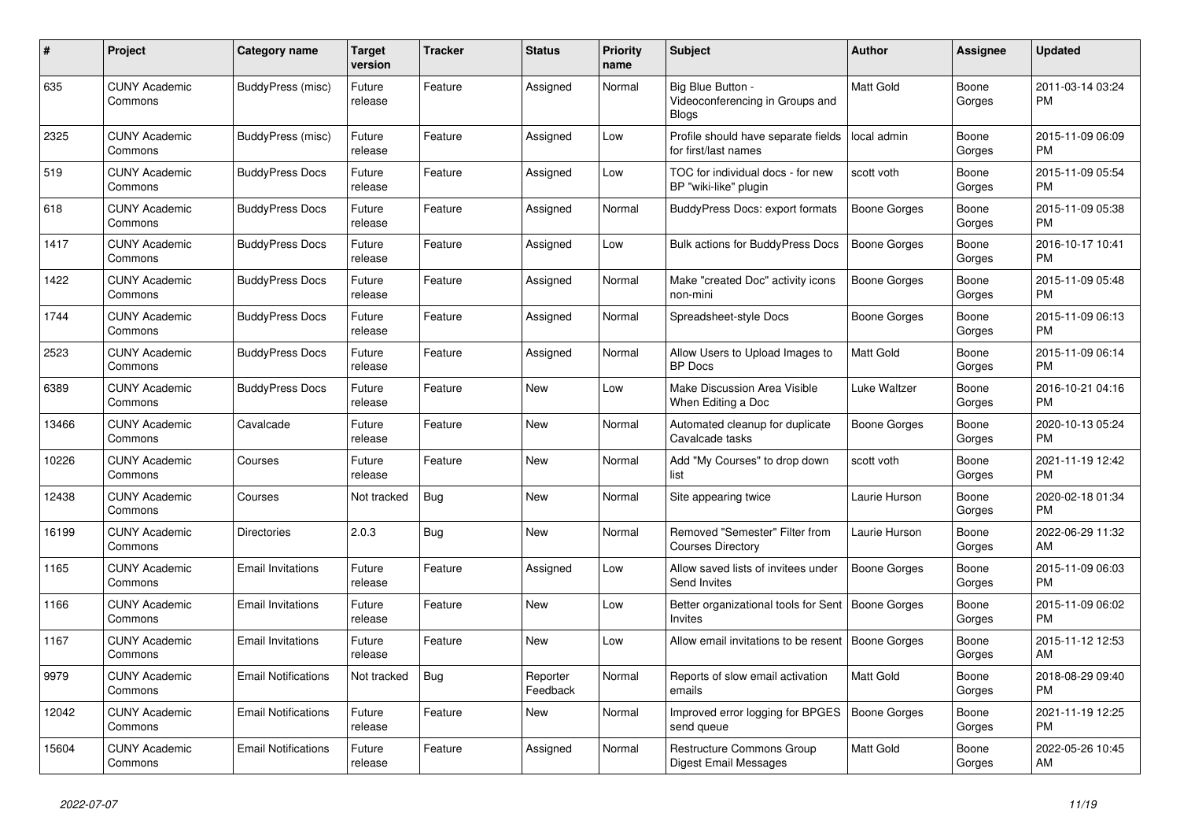| # | Project | Category name | Target version | Tracker | Status | Priority name | Subject | Author | Assignee | Updated |
|---|---|---|---|---|---|---|---|---|---|---|
| 635 | CUNY Academic Commons | BuddyPress (misc) | Future release | Feature | Assigned | Normal | Big Blue Button - Videoconferencing in Groups and Blogs | Matt Gold | Boone Gorges | 2011-03-14 03:24 PM |
| 2325 | CUNY Academic Commons | BuddyPress (misc) | Future release | Feature | Assigned | Low | Profile should have separate fields for first/last names | local admin | Boone Gorges | 2015-11-09 06:09 PM |
| 519 | CUNY Academic Commons | BuddyPress Docs | Future release | Feature | Assigned | Low | TOC for individual docs - for new BP "wiki-like" plugin | scott voth | Boone Gorges | 2015-11-09 05:54 PM |
| 618 | CUNY Academic Commons | BuddyPress Docs | Future release | Feature | Assigned | Normal | BuddyPress Docs: export formats | Boone Gorges | Boone Gorges | 2015-11-09 05:38 PM |
| 1417 | CUNY Academic Commons | BuddyPress Docs | Future release | Feature | Assigned | Low | Bulk actions for BuddyPress Docs | Boone Gorges | Boone Gorges | 2016-10-17 10:41 PM |
| 1422 | CUNY Academic Commons | BuddyPress Docs | Future release | Feature | Assigned | Normal | Make "created Doc" activity icons non-mini | Boone Gorges | Boone Gorges | 2015-11-09 05:48 PM |
| 1744 | CUNY Academic Commons | BuddyPress Docs | Future release | Feature | Assigned | Normal | Spreadsheet-style Docs | Boone Gorges | Boone Gorges | 2015-11-09 06:13 PM |
| 2523 | CUNY Academic Commons | BuddyPress Docs | Future release | Feature | Assigned | Normal | Allow Users to Upload Images to BP Docs | Matt Gold | Boone Gorges | 2015-11-09 06:14 PM |
| 6389 | CUNY Academic Commons | BuddyPress Docs | Future release | Feature | New | Low | Make Discussion Area Visible When Editing a Doc | Luke Waltzer | Boone Gorges | 2016-10-21 04:16 PM |
| 13466 | CUNY Academic Commons | Cavalcade | Future release | Feature | New | Normal | Automated cleanup for duplicate Cavalcade tasks | Boone Gorges | Boone Gorges | 2020-10-13 05:24 PM |
| 10226 | CUNY Academic Commons | Courses | Future release | Feature | New | Normal | Add "My Courses" to drop down list | scott voth | Boone Gorges | 2021-11-19 12:42 PM |
| 12438 | CUNY Academic Commons | Courses | Not tracked | Bug | New | Normal | Site appearing twice | Laurie Hurson | Boone Gorges | 2020-02-18 01:34 PM |
| 16199 | CUNY Academic Commons | Directories | 2.0.3 | Bug | New | Normal | Removed "Semester" Filter from Courses Directory | Laurie Hurson | Boone Gorges | 2022-06-29 11:32 AM |
| 1165 | CUNY Academic Commons | Email Invitations | Future release | Feature | Assigned | Low | Allow saved lists of invitees under Send Invites | Boone Gorges | Boone Gorges | 2015-11-09 06:03 PM |
| 1166 | CUNY Academic Commons | Email Invitations | Future release | Feature | New | Low | Better organizational tools for Sent Invites | Boone Gorges | Boone Gorges | 2015-11-09 06:02 PM |
| 1167 | CUNY Academic Commons | Email Invitations | Future release | Feature | New | Low | Allow email invitations to be resent | Boone Gorges | Boone Gorges | 2015-11-12 12:53 AM |
| 9979 | CUNY Academic Commons | Email Notifications | Not tracked | Bug | Reporter Feedback | Normal | Reports of slow email activation emails | Matt Gold | Boone Gorges | 2018-08-29 09:40 PM |
| 12042 | CUNY Academic Commons | Email Notifications | Future release | Feature | New | Normal | Improved error logging for BPGES send queue | Boone Gorges | Boone Gorges | 2021-11-19 12:25 PM |
| 15604 | CUNY Academic Commons | Email Notifications | Future release | Feature | Assigned | Normal | Restructure Commons Group Digest Email Messages | Matt Gold | Boone Gorges | 2022-05-26 10:45 AM |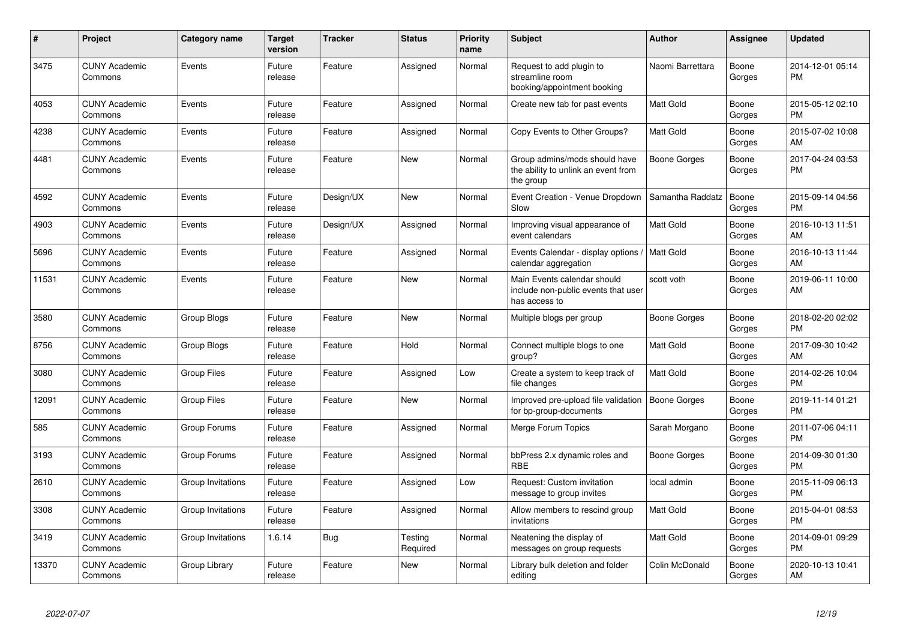| # | Project | Category name | Target version | Tracker | Status | Priority name | Subject | Author | Assignee | Updated |
|---|---|---|---|---|---|---|---|---|---|---|
| 3475 | CUNY Academic Commons | Events | Future release | Feature | Assigned | Normal | Request to add plugin to streamline room booking/appointment booking | Naomi Barrettara | Boone Gorges | 2014-12-01 05:14 PM |
| 4053 | CUNY Academic Commons | Events | Future release | Feature | Assigned | Normal | Create new tab for past events | Matt Gold | Boone Gorges | 2015-05-12 02:10 PM |
| 4238 | CUNY Academic Commons | Events | Future release | Feature | Assigned | Normal | Copy Events to Other Groups? | Matt Gold | Boone Gorges | 2015-07-02 10:08 AM |
| 4481 | CUNY Academic Commons | Events | Future release | Feature | New | Normal | Group admins/mods should have the ability to unlink an event from the group | Boone Gorges | Boone Gorges | 2017-04-24 03:53 PM |
| 4592 | CUNY Academic Commons | Events | Future release | Design/UX | New | Normal | Event Creation - Venue Dropdown Slow | Samantha Raddatz | Boone Gorges | 2015-09-14 04:56 PM |
| 4903 | CUNY Academic Commons | Events | Future release | Design/UX | Assigned | Normal | Improving visual appearance of event calendars | Matt Gold | Boone Gorges | 2016-10-13 11:51 AM |
| 5696 | CUNY Academic Commons | Events | Future release | Feature | Assigned | Normal | Events Calendar - display options / calendar aggregation | Matt Gold | Boone Gorges | 2016-10-13 11:44 AM |
| 11531 | CUNY Academic Commons | Events | Future release | Feature | New | Normal | Main Events calendar should include non-public events that user has access to | scott voth | Boone Gorges | 2019-06-11 10:00 AM |
| 3580 | CUNY Academic Commons | Group Blogs | Future release | Feature | New | Normal | Multiple blogs per group | Boone Gorges | Boone Gorges | 2018-02-20 02:02 PM |
| 8756 | CUNY Academic Commons | Group Blogs | Future release | Feature | Hold | Normal | Connect multiple blogs to one group? | Matt Gold | Boone Gorges | 2017-09-30 10:42 AM |
| 3080 | CUNY Academic Commons | Group Files | Future release | Feature | Assigned | Low | Create a system to keep track of file changes | Matt Gold | Boone Gorges | 2014-02-26 10:04 PM |
| 12091 | CUNY Academic Commons | Group Files | Future release | Feature | New | Normal | Improved pre-upload file validation for bp-group-documents | Boone Gorges | Boone Gorges | 2019-11-14 01:21 PM |
| 585 | CUNY Academic Commons | Group Forums | Future release | Feature | Assigned | Normal | Merge Forum Topics | Sarah Morgano | Boone Gorges | 2011-07-06 04:11 PM |
| 3193 | CUNY Academic Commons | Group Forums | Future release | Feature | Assigned | Normal | bbPress 2.x dynamic roles and RBE | Boone Gorges | Boone Gorges | 2014-09-30 01:30 PM |
| 2610 | CUNY Academic Commons | Group Invitations | Future release | Feature | Assigned | Low | Request: Custom invitation message to group invites | local admin | Boone Gorges | 2015-11-09 06:13 PM |
| 3308 | CUNY Academic Commons | Group Invitations | Future release | Feature | Assigned | Normal | Allow members to rescind group invitations | Matt Gold | Boone Gorges | 2015-04-01 08:53 PM |
| 3419 | CUNY Academic Commons | Group Invitations | 1.6.14 | Bug | Testing Required | Normal | Neatening the display of messages on group requests | Matt Gold | Boone Gorges | 2014-09-01 09:29 PM |
| 13370 | CUNY Academic Commons | Group Library | Future release | Feature | New | Normal | Library bulk deletion and folder editing | Colin McDonald | Boone Gorges | 2020-10-13 10:41 AM |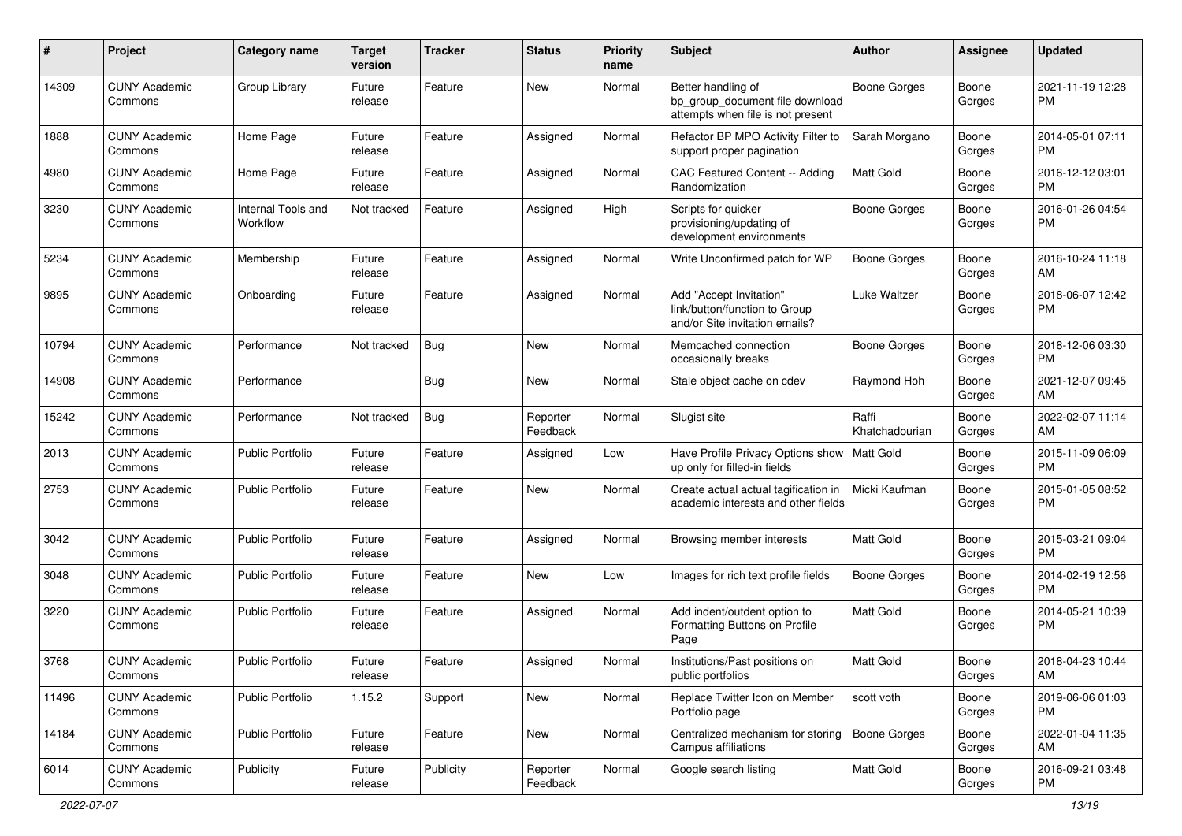| # | Project | Category name | Target version | Tracker | Status | Priority name | Subject | Author | Assignee | Updated |
|---|---|---|---|---|---|---|---|---|---|---|
| 14309 | CUNY Academic Commons | Group Library | Future release | Feature | New | Normal | Better handling of bp_group_document file download attempts when file is not present | Boone Gorges | Boone Gorges | 2021-11-19 12:28 PM |
| 1888 | CUNY Academic Commons | Home Page | Future release | Feature | Assigned | Normal | Refactor BP MPO Activity Filter to support proper pagination | Sarah Morgano | Boone Gorges | 2014-05-01 07:11 PM |
| 4980 | CUNY Academic Commons | Home Page | Future release | Feature | Assigned | Normal | CAC Featured Content -- Adding Randomization | Matt Gold | Boone Gorges | 2016-12-12 03:01 PM |
| 3230 | CUNY Academic Commons | Internal Tools and Workflow | Not tracked | Feature | Assigned | High | Scripts for quicker provisioning/updating of development environments | Boone Gorges | Boone Gorges | 2016-01-26 04:54 PM |
| 5234 | CUNY Academic Commons | Membership | Future release | Feature | Assigned | Normal | Write Unconfirmed patch for WP | Boone Gorges | Boone Gorges | 2016-10-24 11:18 AM |
| 9895 | CUNY Academic Commons | Onboarding | Future release | Feature | Assigned | Normal | Add "Accept Invitation" link/button/function to Group and/or Site invitation emails? | Luke Waltzer | Boone Gorges | 2018-06-07 12:42 PM |
| 10794 | CUNY Academic Commons | Performance | Not tracked | Bug | New | Normal | Memcached connection occasionally breaks | Boone Gorges | Boone Gorges | 2018-12-06 03:30 PM |
| 14908 | CUNY Academic Commons | Performance | | Bug | New | Normal | Stale object cache on cdev | Raymond Hoh | Boone Gorges | 2021-12-07 09:45 AM |
| 15242 | CUNY Academic Commons | Performance | Not tracked | Bug | Reporter Feedback | Normal | Slugist site | Raffi Khatchadourian | Boone Gorges | 2022-02-07 11:14 AM |
| 2013 | CUNY Academic Commons | Public Portfolio | Future release | Feature | Assigned | Low | Have Profile Privacy Options show up only for filled-in fields | Matt Gold | Boone Gorges | 2015-11-09 06:09 PM |
| 2753 | CUNY Academic Commons | Public Portfolio | Future release | Feature | New | Normal | Create actual actual tagification in academic interests and other fields | Micki Kaufman | Boone Gorges | 2015-01-05 08:52 PM |
| 3042 | CUNY Academic Commons | Public Portfolio | Future release | Feature | Assigned | Normal | Browsing member interests | Matt Gold | Boone Gorges | 2015-03-21 09:04 PM |
| 3048 | CUNY Academic Commons | Public Portfolio | Future release | Feature | New | Low | Images for rich text profile fields | Boone Gorges | Boone Gorges | 2014-02-19 12:56 PM |
| 3220 | CUNY Academic Commons | Public Portfolio | Future release | Feature | Assigned | Normal | Add indent/outdent option to Formatting Buttons on Profile Page | Matt Gold | Boone Gorges | 2014-05-21 10:39 PM |
| 3768 | CUNY Academic Commons | Public Portfolio | Future release | Feature | Assigned | Normal | Institutions/Past positions on public portfolios | Matt Gold | Boone Gorges | 2018-04-23 10:44 AM |
| 11496 | CUNY Academic Commons | Public Portfolio | 1.15.2 | Support | New | Normal | Replace Twitter Icon on Member Portfolio page | scott voth | Boone Gorges | 2019-06-06 01:03 PM |
| 14184 | CUNY Academic Commons | Public Portfolio | Future release | Feature | New | Normal | Centralized mechanism for storing Campus affiliations | Boone Gorges | Boone Gorges | 2022-01-04 11:35 AM |
| 6014 | CUNY Academic Commons | Publicity | Future release | Publicity | Reporter Feedback | Normal | Google search listing | Matt Gold | Boone Gorges | 2016-09-21 03:48 PM |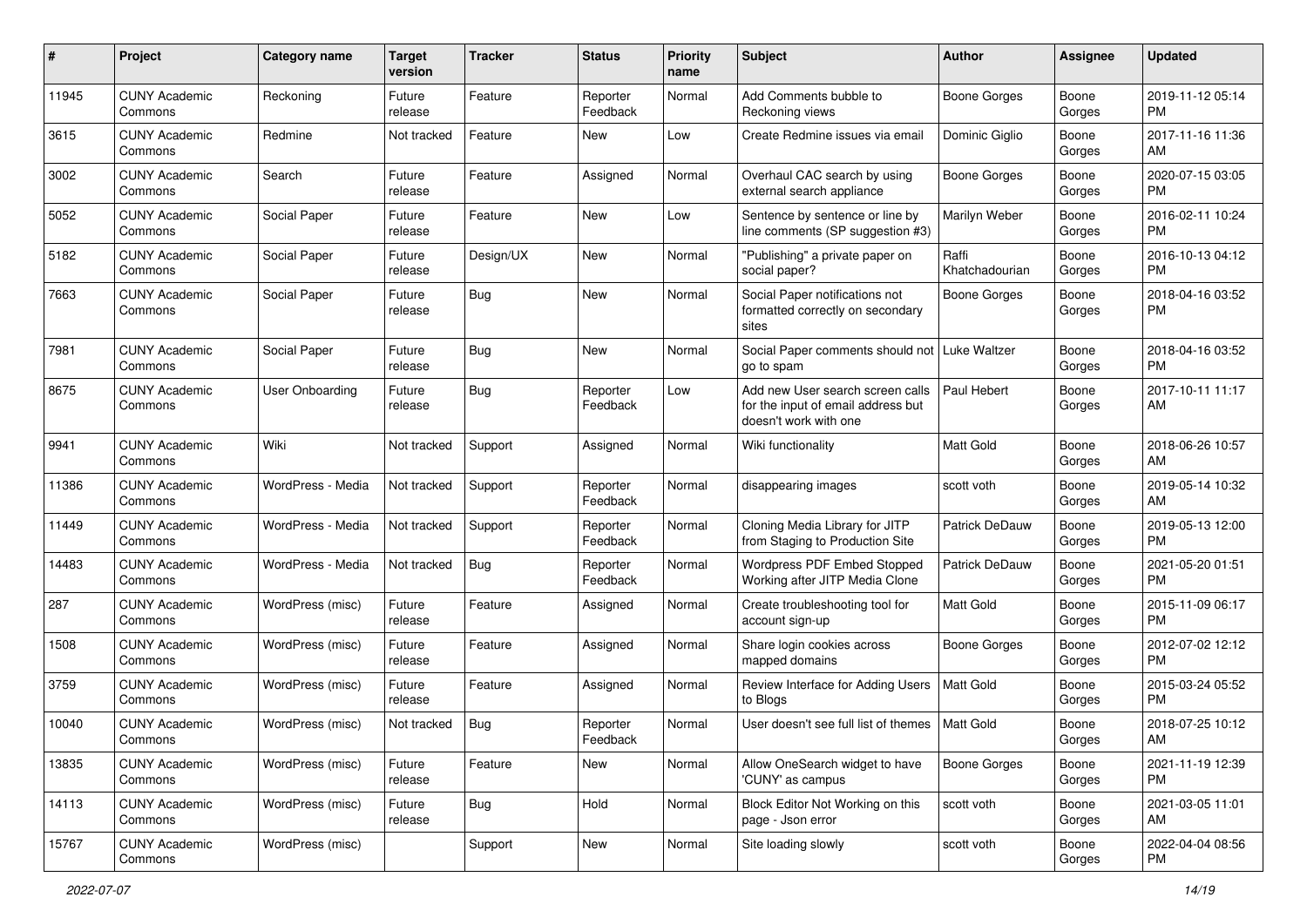| # | Project | Category name | Target version | Tracker | Status | Priority name | Subject | Author | Assignee | Updated |
|---|---|---|---|---|---|---|---|---|---|---|
| 11945 | CUNY Academic Commons | Reckoning | Future release | Feature | Reporter Feedback | Normal | Add Comments bubble to Reckoning views | Boone Gorges | Boone Gorges | 2019-11-12 05:14 PM |
| 3615 | CUNY Academic Commons | Redmine | Not tracked | Feature | New | Low | Create Redmine issues via email | Dominic Giglio | Boone Gorges | 2017-11-16 11:36 AM |
| 3002 | CUNY Academic Commons | Search | Future release | Feature | Assigned | Normal | Overhaul CAC search by using external search appliance | Boone Gorges | Boone Gorges | 2020-07-15 03:05 PM |
| 5052 | CUNY Academic Commons | Social Paper | Future release | Feature | New | Low | Sentence by sentence or line by line comments (SP suggestion #3) | Marilyn Weber | Boone Gorges | 2016-02-11 10:24 PM |
| 5182 | CUNY Academic Commons | Social Paper | Future release | Design/UX | New | Normal | "Publishing" a private paper on social paper? | Raffi Khatchadourian | Boone Gorges | 2016-10-13 04:12 PM |
| 7663 | CUNY Academic Commons | Social Paper | Future release | Bug | New | Normal | Social Paper notifications not formatted correctly on secondary sites | Boone Gorges | Boone Gorges | 2018-04-16 03:52 PM |
| 7981 | CUNY Academic Commons | Social Paper | Future release | Bug | New | Normal | Social Paper comments should not go to spam | Luke Waltzer | Boone Gorges | 2018-04-16 03:52 PM |
| 8675 | CUNY Academic Commons | User Onboarding | Future release | Bug | Reporter Feedback | Low | Add new User search screen calls for the input of email address but doesn't work with one | Paul Hebert | Boone Gorges | 2017-10-11 11:17 AM |
| 9941 | CUNY Academic Commons | Wiki | Not tracked | Support | Assigned | Normal | Wiki functionality | Matt Gold | Boone Gorges | 2018-06-26 10:57 AM |
| 11386 | CUNY Academic Commons | WordPress - Media | Not tracked | Support | Reporter Feedback | Normal | disappearing images | scott voth | Boone Gorges | 2019-05-14 10:32 AM |
| 11449 | CUNY Academic Commons | WordPress - Media | Not tracked | Support | Reporter Feedback | Normal | Cloning Media Library for JITP from Staging to Production Site | Patrick DeDauw | Boone Gorges | 2019-05-13 12:00 PM |
| 14483 | CUNY Academic Commons | WordPress - Media | Not tracked | Bug | Reporter Feedback | Normal | Wordpress PDF Embed Stopped Working after JITP Media Clone | Patrick DeDauw | Boone Gorges | 2021-05-20 01:51 PM |
| 287 | CUNY Academic Commons | WordPress (misc) | Future release | Feature | Assigned | Normal | Create troubleshooting tool for account sign-up | Matt Gold | Boone Gorges | 2015-11-09 06:17 PM |
| 1508 | CUNY Academic Commons | WordPress (misc) | Future release | Feature | Assigned | Normal | Share login cookies across mapped domains | Boone Gorges | Boone Gorges | 2012-07-02 12:12 PM |
| 3759 | CUNY Academic Commons | WordPress (misc) | Future release | Feature | Assigned | Normal | Review Interface for Adding Users to Blogs | Matt Gold | Boone Gorges | 2015-03-24 05:52 PM |
| 10040 | CUNY Academic Commons | WordPress (misc) | Not tracked | Bug | Reporter Feedback | Normal | User doesn't see full list of themes | Matt Gold | Boone Gorges | 2018-07-25 10:12 AM |
| 13835 | CUNY Academic Commons | WordPress (misc) | Future release | Feature | New | Normal | Allow OneSearch widget to have 'CUNY' as campus | Boone Gorges | Boone Gorges | 2021-11-19 12:39 PM |
| 14113 | CUNY Academic Commons | WordPress (misc) | Future release | Bug | Hold | Normal | Block Editor Not Working on this page - Json error | scott voth | Boone Gorges | 2021-03-05 11:01 AM |
| 15767 | CUNY Academic Commons | WordPress (misc) | | Support | New | Normal | Site loading slowly | scott voth | Boone Gorges | 2022-04-04 08:56 PM |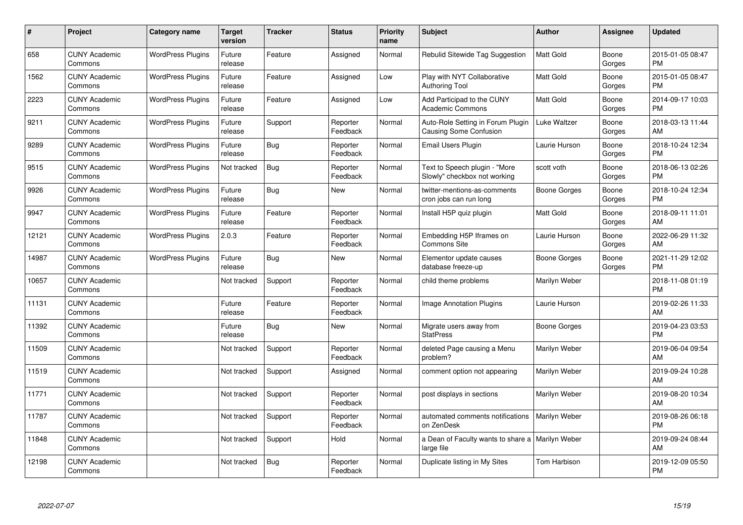| # | Project | Category name | Target version | Tracker | Status | Priority name | Subject | Author | Assignee | Updated |
|---|---|---|---|---|---|---|---|---|---|---|
| 658 | CUNY Academic Commons | WordPress Plugins | Future release | Feature | Assigned | Normal | Rebulid Sitewide Tag Suggestion | Matt Gold | Boone Gorges | 2015-01-05 08:47 PM |
| 1562 | CUNY Academic Commons | WordPress Plugins | Future release | Feature | Assigned | Low | Play with NYT Collaborative Authoring Tool | Matt Gold | Boone Gorges | 2015-01-05 08:47 PM |
| 2223 | CUNY Academic Commons | WordPress Plugins | Future release | Feature | Assigned | Low | Add Participad to the CUNY Academic Commons | Matt Gold | Boone Gorges | 2014-09-17 10:03 PM |
| 9211 | CUNY Academic Commons | WordPress Plugins | Future release | Support | Reporter Feedback | Normal | Auto-Role Setting in Forum Plugin Causing Some Confusion | Luke Waltzer | Boone Gorges | 2018-03-13 11:44 AM |
| 9289 | CUNY Academic Commons | WordPress Plugins | Future release | Bug | Reporter Feedback | Normal | Email Users Plugin | Laurie Hurson | Boone Gorges | 2018-10-24 12:34 PM |
| 9515 | CUNY Academic Commons | WordPress Plugins | Not tracked | Bug | Reporter Feedback | Normal | Text to Speech plugin - "More Slowly" checkbox not working | scott voth | Boone Gorges | 2018-06-13 02:26 PM |
| 9926 | CUNY Academic Commons | WordPress Plugins | Future release | Bug | New | Normal | twitter-mentions-as-comments cron jobs can run long | Boone Gorges | Boone Gorges | 2018-10-24 12:34 PM |
| 9947 | CUNY Academic Commons | WordPress Plugins | Future release | Feature | Reporter Feedback | Normal | Install H5P quiz plugin | Matt Gold | Boone Gorges | 2018-09-11 11:01 AM |
| 12121 | CUNY Academic Commons | WordPress Plugins | 2.0.3 | Feature | Reporter Feedback | Normal | Embedding H5P Iframes on Commons Site | Laurie Hurson | Boone Gorges | 2022-06-29 11:32 AM |
| 14987 | CUNY Academic Commons | WordPress Plugins | Future release | Bug | New | Normal | Elementor update causes database freeze-up | Boone Gorges | Boone Gorges | 2021-11-29 12:02 PM |
| 10657 | CUNY Academic Commons | | Not tracked | Support | Reporter Feedback | Normal | child theme problems | Marilyn Weber | | 2018-11-08 01:19 PM |
| 11131 | CUNY Academic Commons | | Future release | Feature | Reporter Feedback | Normal | Image Annotation Plugins | Laurie Hurson | | 2019-02-26 11:33 AM |
| 11392 | CUNY Academic Commons | | Future release | Bug | New | Normal | Migrate users away from StatPress | Boone Gorges | | 2019-04-23 03:53 PM |
| 11509 | CUNY Academic Commons | | Not tracked | Support | Reporter Feedback | Normal | deleted Page causing a Menu problem? | Marilyn Weber | | 2019-06-04 09:54 AM |
| 11519 | CUNY Academic Commons | | Not tracked | Support | Assigned | Normal | comment option not appearing | Marilyn Weber | | 2019-09-24 10:28 AM |
| 11771 | CUNY Academic Commons | | Not tracked | Support | Reporter Feedback | Normal | post displays in sections | Marilyn Weber | | 2019-08-20 10:34 AM |
| 11787 | CUNY Academic Commons | | Not tracked | Support | Reporter Feedback | Normal | automated comments notifications on ZenDesk | Marilyn Weber | | 2019-08-26 06:18 PM |
| 11848 | CUNY Academic Commons | | Not tracked | Support | Hold | Normal | a Dean of Faculty wants to share a large file | Marilyn Weber | | 2019-09-24 08:44 AM |
| 12198 | CUNY Academic Commons | | Not tracked | Bug | Reporter Feedback | Normal | Duplicate listing in My Sites | Tom Harbison | | 2019-12-09 05:50 PM |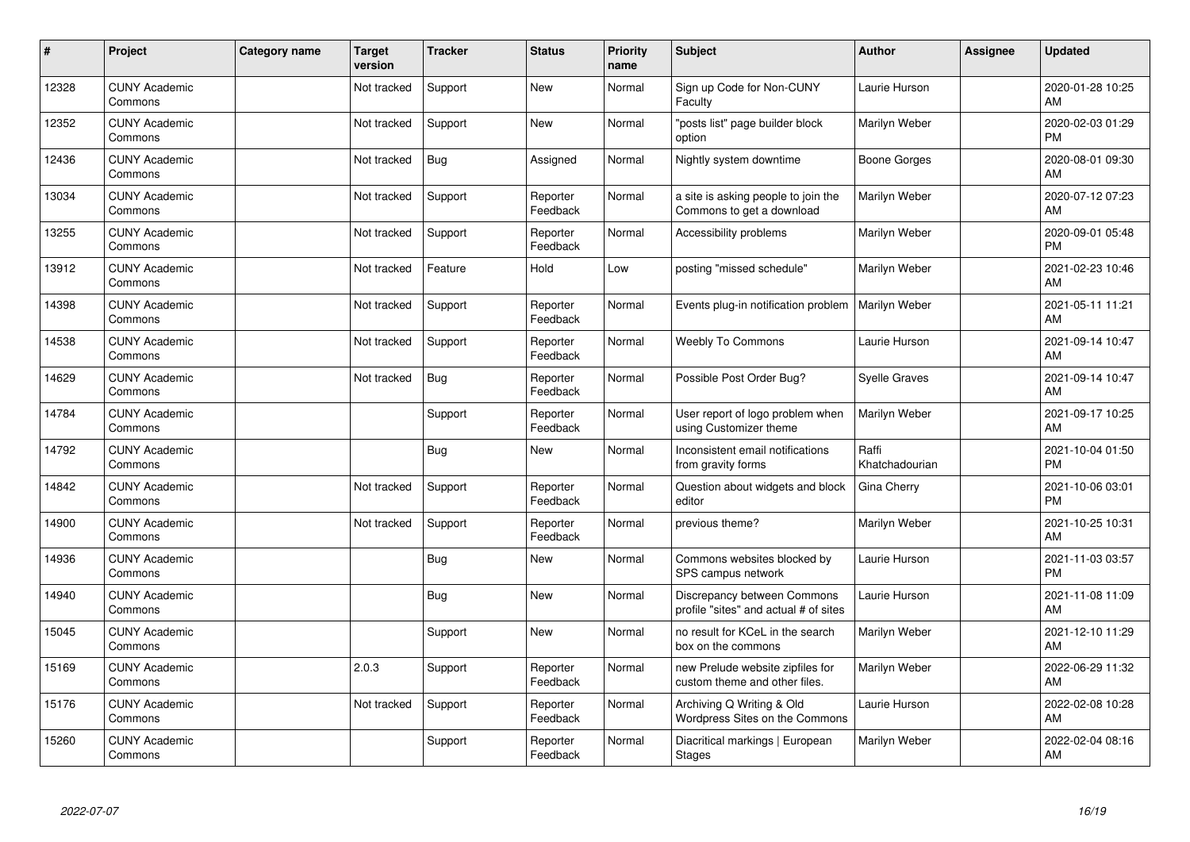| # | Project | Category name | Target version | Tracker | Status | Priority name | Subject | Author | Assignee | Updated |
|---|---|---|---|---|---|---|---|---|---|---|
| 12328 | CUNY Academic Commons | | Not tracked | Support | New | Normal | Sign up Code for Non-CUNY Faculty | Laurie Hurson | | 2020-01-28 10:25 AM |
| 12352 | CUNY Academic Commons | | Not tracked | Support | New | Normal | "posts list" page builder block option | Marilyn Weber | | 2020-02-03 01:29 PM |
| 12436 | CUNY Academic Commons | | Not tracked | Bug | Assigned | Normal | Nightly system downtime | Boone Gorges | | 2020-08-01 09:30 AM |
| 13034 | CUNY Academic Commons | | Not tracked | Support | Reporter Feedback | Normal | a site is asking people to join the Commons to get a download | Marilyn Weber | | 2020-07-12 07:23 AM |
| 13255 | CUNY Academic Commons | | Not tracked | Support | Reporter Feedback | Normal | Accessibility problems | Marilyn Weber | | 2020-09-01 05:48 PM |
| 13912 | CUNY Academic Commons | | Not tracked | Feature | Hold | Low | posting "missed schedule" | Marilyn Weber | | 2021-02-23 10:46 AM |
| 14398 | CUNY Academic Commons | | Not tracked | Support | Reporter Feedback | Normal | Events plug-in notification problem | Marilyn Weber | | 2021-05-11 11:21 AM |
| 14538 | CUNY Academic Commons | | Not tracked | Support | Reporter Feedback | Normal | Weebly To Commons | Laurie Hurson | | 2021-09-14 10:47 AM |
| 14629 | CUNY Academic Commons | | Not tracked | Bug | Reporter Feedback | Normal | Possible Post Order Bug? | Syelle Graves | | 2021-09-14 10:47 AM |
| 14784 | CUNY Academic Commons | | | Support | Reporter Feedback | Normal | User report of logo problem when using Customizer theme | Marilyn Weber | | 2021-09-17 10:25 AM |
| 14792 | CUNY Academic Commons | | | Bug | New | Normal | Inconsistent email notifications from gravity forms | Raffi Khatchadourian | | 2021-10-04 01:50 PM |
| 14842 | CUNY Academic Commons | | Not tracked | Support | Reporter Feedback | Normal | Question about widgets and block editor | Gina Cherry | | 2021-10-06 03:01 PM |
| 14900 | CUNY Academic Commons | | Not tracked | Support | Reporter Feedback | Normal | previous theme? | Marilyn Weber | | 2021-10-25 10:31 AM |
| 14936 | CUNY Academic Commons | | | Bug | New | Normal | Commons websites blocked by SPS campus network | Laurie Hurson | | 2021-11-03 03:57 PM |
| 14940 | CUNY Academic Commons | | | Bug | New | Normal | Discrepancy between Commons profile "sites" and actual # of sites | Laurie Hurson | | 2021-11-08 11:09 AM |
| 15045 | CUNY Academic Commons | | | Support | New | Normal | no result for KCeL in the search box on the commons | Marilyn Weber | | 2021-12-10 11:29 AM |
| 15169 | CUNY Academic Commons | | 2.0.3 | Support | Reporter Feedback | Normal | new Prelude website zipfiles for custom theme and other files. | Marilyn Weber | | 2022-06-29 11:32 AM |
| 15176 | CUNY Academic Commons | | Not tracked | Support | Reporter Feedback | Normal | Archiving Q Writing & Old Wordpress Sites on the Commons | Laurie Hurson | | 2022-02-08 10:28 AM |
| 15260 | CUNY Academic Commons | | | Support | Reporter Feedback | Normal | Diacritical markings \| European Stages | Marilyn Weber | | 2022-02-04 08:16 AM |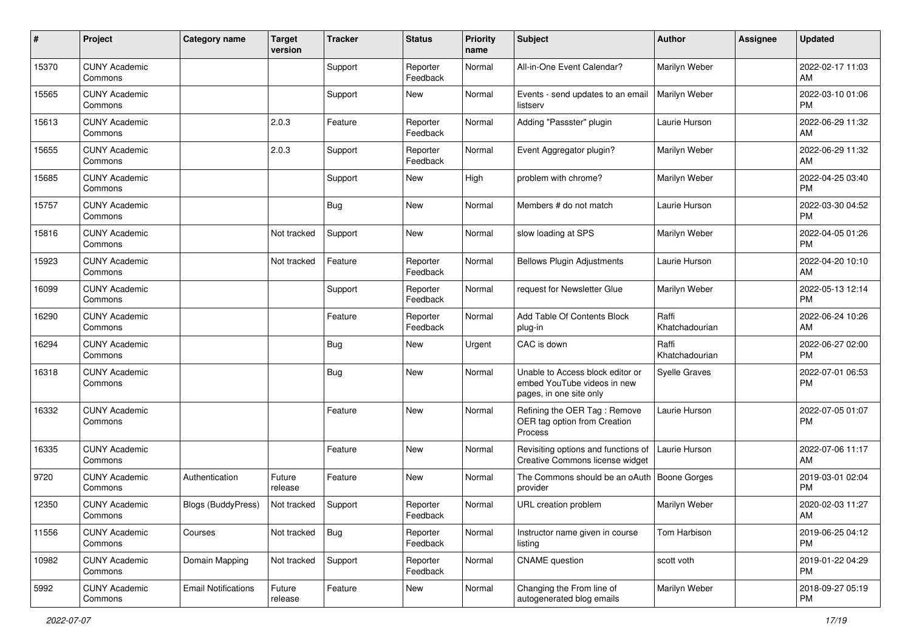| # | Project | Category name | Target version | Tracker | Status | Priority name | Subject | Author | Assignee | Updated |
|---|---|---|---|---|---|---|---|---|---|---|
| 15370 | CUNY Academic Commons | | | Support | Reporter Feedback | Normal | All-in-One Event Calendar? | Marilyn Weber | | 2022-02-17 11:03 AM |
| 15565 | CUNY Academic Commons | | | Support | New | Normal | Events - send updates to an email listserv | Marilyn Weber | | 2022-03-10 01:06 PM |
| 15613 | CUNY Academic Commons | | 2.0.3 | Feature | Reporter Feedback | Normal | Adding "Passster" plugin | Laurie Hurson | | 2022-06-29 11:32 AM |
| 15655 | CUNY Academic Commons | | 2.0.3 | Support | Reporter Feedback | Normal | Event Aggregator plugin? | Marilyn Weber | | 2022-06-29 11:32 AM |
| 15685 | CUNY Academic Commons | | | Support | New | High | problem with chrome? | Marilyn Weber | | 2022-04-25 03:40 PM |
| 15757 | CUNY Academic Commons | | | Bug | New | Normal | Members # do not match | Laurie Hurson | | 2022-03-30 04:52 PM |
| 15816 | CUNY Academic Commons | | Not tracked | Support | New | Normal | slow loading at SPS | Marilyn Weber | | 2022-04-05 01:26 PM |
| 15923 | CUNY Academic Commons | | Not tracked | Feature | Reporter Feedback | Normal | Bellows Plugin Adjustments | Laurie Hurson | | 2022-04-20 10:10 AM |
| 16099 | CUNY Academic Commons | | | Support | Reporter Feedback | Normal | request for Newsletter Glue | Marilyn Weber | | 2022-05-13 12:14 PM |
| 16290 | CUNY Academic Commons | | | Feature | Reporter Feedback | Normal | Add Table Of Contents Block plug-in | Raffi Khatchadourian | | 2022-06-24 10:26 AM |
| 16294 | CUNY Academic Commons | | | Bug | New | Urgent | CAC is down | Raffi Khatchadourian | | 2022-06-27 02:00 PM |
| 16318 | CUNY Academic Commons | | | Bug | New | Normal | Unable to Access block editor or embed YouTube videos in new pages, in one site only | Syelle Graves | | 2022-07-01 06:53 PM |
| 16332 | CUNY Academic Commons | | | Feature | New | Normal | Refining the OER Tag : Remove OER tag option from Creation Process | Laurie Hurson | | 2022-07-05 01:07 PM |
| 16335 | CUNY Academic Commons | | | Feature | New | Normal | Revisiting options and functions of Creative Commons license widget | Laurie Hurson | | 2022-07-06 11:17 AM |
| 9720 | CUNY Academic Commons | Authentication | Future release | Feature | New | Normal | The Commons should be an oAuth provider | Boone Gorges | | 2019-03-01 02:04 PM |
| 12350 | CUNY Academic Commons | Blogs (BuddyPress) | Not tracked | Support | Reporter Feedback | Normal | URL creation problem | Marilyn Weber | | 2020-02-03 11:27 AM |
| 11556 | CUNY Academic Commons | Courses | Not tracked | Bug | Reporter Feedback | Normal | Instructor name given in course listing | Tom Harbison | | 2019-06-25 04:12 PM |
| 10982 | CUNY Academic Commons | Domain Mapping | Not tracked | Support | Reporter Feedback | Normal | CNAME question | scott voth | | 2019-01-22 04:29 PM |
| 5992 | CUNY Academic Commons | Email Notifications | Future release | Feature | New | Normal | Changing the From line of autogenerated blog emails | Marilyn Weber | | 2018-09-27 05:19 PM |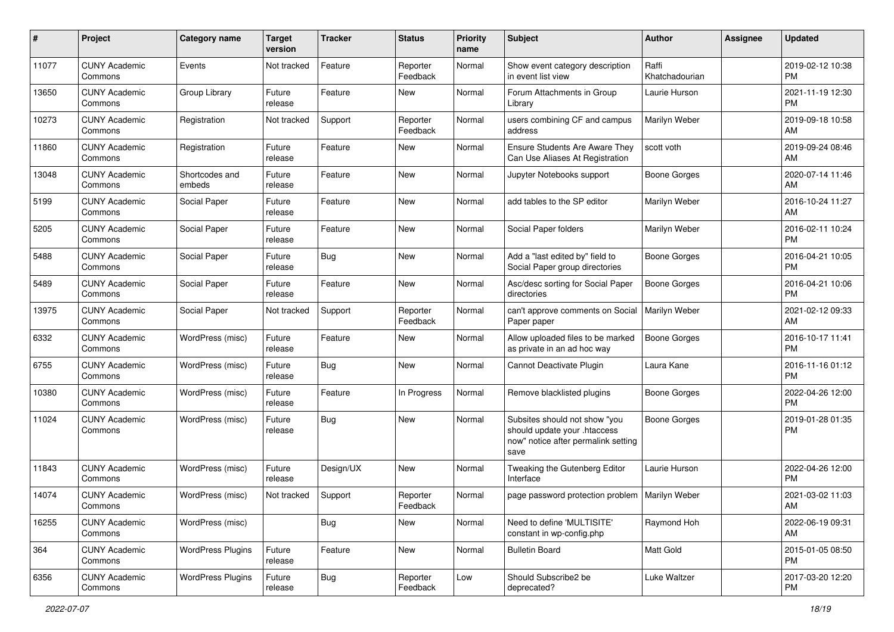| # | Project | Category name | Target version | Tracker | Status | Priority name | Subject | Author | Assignee | Updated |
|---|---|---|---|---|---|---|---|---|---|---|
| 11077 | CUNY Academic Commons | Events | Not tracked | Feature | Reporter Feedback | Normal | Show event category description in event list view | Raffi Khatchadourian | | 2019-02-12 10:38 PM |
| 13650 | CUNY Academic Commons | Group Library | Future release | Feature | New | Normal | Forum Attachments in Group Library | Laurie Hurson | | 2021-11-19 12:30 PM |
| 10273 | CUNY Academic Commons | Registration | Not tracked | Support | Reporter Feedback | Normal | users combining CF and campus address | Marilyn Weber | | 2019-09-18 10:58 AM |
| 11860 | CUNY Academic Commons | Registration | Future release | Feature | New | Normal | Ensure Students Are Aware They Can Use Aliases At Registration | scott voth | | 2019-09-24 08:46 AM |
| 13048 | CUNY Academic Commons | Shortcodes and embeds | Future release | Feature | New | Normal | Jupyter Notebooks support | Boone Gorges | | 2020-07-14 11:46 AM |
| 5199 | CUNY Academic Commons | Social Paper | Future release | Feature | New | Normal | add tables to the SP editor | Marilyn Weber | | 2016-10-24 11:27 AM |
| 5205 | CUNY Academic Commons | Social Paper | Future release | Feature | New | Normal | Social Paper folders | Marilyn Weber | | 2016-02-11 10:24 PM |
| 5488 | CUNY Academic Commons | Social Paper | Future release | Bug | New | Normal | Add a "last edited by" field to Social Paper group directories | Boone Gorges | | 2016-04-21 10:05 PM |
| 5489 | CUNY Academic Commons | Social Paper | Future release | Feature | New | Normal | Asc/desc sorting for Social Paper directories | Boone Gorges | | 2016-04-21 10:06 PM |
| 13975 | CUNY Academic Commons | Social Paper | Not tracked | Support | Reporter Feedback | Normal | can't approve comments on Social Paper paper | Marilyn Weber | | 2021-02-12 09:33 AM |
| 6332 | CUNY Academic Commons | WordPress (misc) | Future release | Feature | New | Normal | Allow uploaded files to be marked as private in an ad hoc way | Boone Gorges | | 2016-10-17 11:41 PM |
| 6755 | CUNY Academic Commons | WordPress (misc) | Future release | Bug | New | Normal | Cannot Deactivate Plugin | Laura Kane | | 2016-11-16 01:12 PM |
| 10380 | CUNY Academic Commons | WordPress (misc) | Future release | Feature | In Progress | Normal | Remove blacklisted plugins | Boone Gorges | | 2022-04-26 12:00 PM |
| 11024 | CUNY Academic Commons | WordPress (misc) | Future release | Bug | New | Normal | Subsites should not show "you should update your .htaccess now" notice after permalink setting save | Boone Gorges | | 2019-01-28 01:35 PM |
| 11843 | CUNY Academic Commons | WordPress (misc) | Future release | Design/UX | New | Normal | Tweaking the Gutenberg Editor Interface | Laurie Hurson | | 2022-04-26 12:00 PM |
| 14074 | CUNY Academic Commons | WordPress (misc) | Not tracked | Support | Reporter Feedback | Normal | page password protection problem | Marilyn Weber | | 2021-03-02 11:03 AM |
| 16255 | CUNY Academic Commons | WordPress (misc) | | Bug | New | Normal | Need to define 'MULTISITE' constant in wp-config.php | Raymond Hoh | | 2022-06-19 09:31 AM |
| 364 | CUNY Academic Commons | WordPress Plugins | Future release | Feature | New | Normal | Bulletin Board | Matt Gold | | 2015-01-05 08:50 PM |
| 6356 | CUNY Academic Commons | WordPress Plugins | Future release | Bug | Reporter Feedback | Low | Should Subscribe2 be deprecated? | Luke Waltzer | | 2017-03-20 12:20 PM |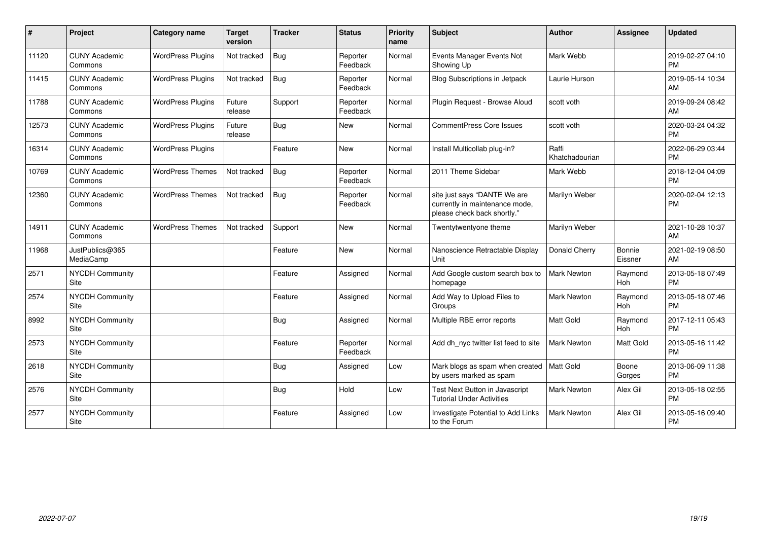| # | Project | Category name | Target version | Tracker | Status | Priority name | Subject | Author | Assignee | Updated |
|---|---|---|---|---|---|---|---|---|---|---|
| 11120 | CUNY Academic Commons | WordPress Plugins | Not tracked | Bug | Reporter Feedback | Normal | Events Manager Events Not Showing Up | Mark Webb | | 2019-02-27 04:10 PM |
| 11415 | CUNY Academic Commons | WordPress Plugins | Not tracked | Bug | Reporter Feedback | Normal | Blog Subscriptions in Jetpack | Laurie Hurson | | 2019-05-14 10:34 AM |
| 11788 | CUNY Academic Commons | WordPress Plugins | Future release | Support | Reporter Feedback | Normal | Plugin Request - Browse Aloud | scott voth | | 2019-09-24 08:42 AM |
| 12573 | CUNY Academic Commons | WordPress Plugins | Future release | Bug | New | Normal | CommentPress Core Issues | scott voth | | 2020-03-24 04:32 PM |
| 16314 | CUNY Academic Commons | WordPress Plugins | | Feature | New | Normal | Install Multicollab plug-in? | Raffi Khatchadourian | | 2022-06-29 03:44 PM |
| 10769 | CUNY Academic Commons | WordPress Themes | Not tracked | Bug | Reporter Feedback | Normal | 2011 Theme Sidebar | Mark Webb | | 2018-12-04 04:09 PM |
| 12360 | CUNY Academic Commons | WordPress Themes | Not tracked | Bug | Reporter Feedback | Normal | site just says "DANTE We are currently in maintenance mode, please check back shortly." | Marilyn Weber | | 2020-02-04 12:13 PM |
| 14911 | CUNY Academic Commons | WordPress Themes | Not tracked | Support | New | Normal | Twentytwentyone theme | Marilyn Weber | | 2021-10-28 10:37 AM |
| 11968 | JustPublics@365 MediaCamp | | | Feature | New | Normal | Nanoscience Retractable Display Unit | Donald Cherry | Bonnie Eissner | 2021-02-19 08:50 AM |
| 2571 | NYCDH Community Site | | | Feature | Assigned | Normal | Add Google custom search box to homepage | Mark Newton | Raymond Hoh | 2013-05-18 07:49 PM |
| 2574 | NYCDH Community Site | | | Feature | Assigned | Normal | Add Way to Upload Files to Groups | Mark Newton | Raymond Hoh | 2013-05-18 07:46 PM |
| 8992 | NYCDH Community Site | | | Bug | Assigned | Normal | Multiple RBE error reports | Matt Gold | Raymond Hoh | 2017-12-11 05:43 PM |
| 2573 | NYCDH Community Site | | | Feature | Reporter Feedback | Normal | Add dh_nyc twitter list feed to site | Mark Newton | Matt Gold | 2013-05-16 11:42 PM |
| 2618 | NYCDH Community Site | | | Bug | Assigned | Low | Mark blogs as spam when created by users marked as spam | Matt Gold | Boone Gorges | 2013-06-09 11:38 PM |
| 2576 | NYCDH Community Site | | | Bug | Hold | Low | Test Next Button in Javascript Tutorial Under Activities | Mark Newton | Alex Gil | 2013-05-18 02:55 PM |
| 2577 | NYCDH Community Site | | | Feature | Assigned | Low | Investigate Potential to Add Links to the Forum | Mark Newton | Alex Gil | 2013-05-16 09:40 PM |